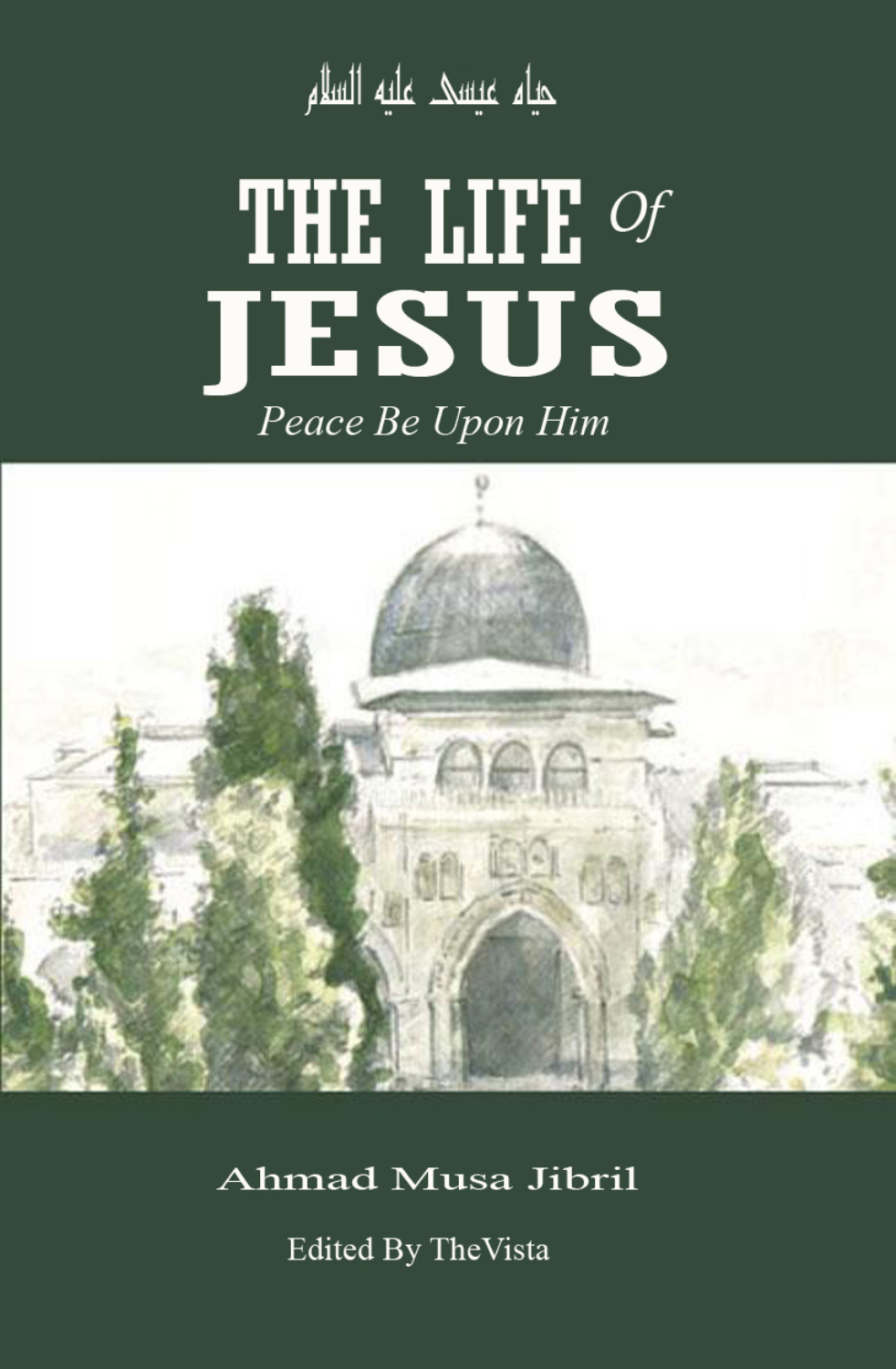حياه عيسى عليه السلام

# THE LIFE Of JESUS

*Peace Be Upon Him*

Ahmad Musa Jibril

Edited By TheVista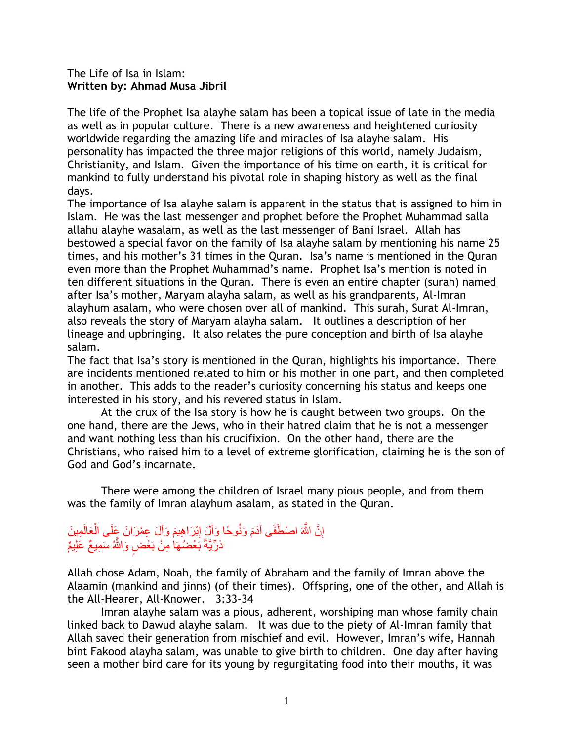The Life of Isa in Islam:
**Written by: Ahmad Musa Jibril**

The life of the Prophet Isa alayhe salam has been a topical issue of late in the media as well as in popular culture. There is a new awareness and heightened curiosity worldwide regarding the amazing life and miracles of Isa alayhe salam. His personality has impacted the three major religions of this world, namely Judaism, Christianity, and Islam. Given the importance of his time on earth, it is critical for mankind to fully understand his pivotal role in shaping history as well as the final days.

The importance of Isa alayhe salam is apparent in the status that is assigned to him in Islam. He was the last messenger and prophet before the Prophet Muhammad salla allahu alayhe wasalam, as well as the last messenger of Bani Israel. Allah has bestowed a special favor on the family of Isa alayhe salam by mentioning his name 25 times, and his mother's 31 times in the Quran. Isa's name is mentioned in the Quran even more than the Prophet Muhammad's name. Prophet Isa's mention is noted in ten different situations in the Quran. There is even an entire chapter (surah) named after Isa's mother, Maryam alayha salam, as well as his grandparents, Al-Imran alayhum asalam, who were chosen over all of mankind. This surah, Surat Al-Imran, also reveals the story of Maryam alayha salam. It outlines a description of her lineage and upbringing. It also relates the pure conception and birth of Isa alayhe salam.

The fact that Isa's story is mentioned in the Quran, highlights his importance. There are incidents mentioned related to him or his mother in one part, and then completed in another. This adds to the reader's curiosity concerning his status and keeps one interested in his story, and his revered status in Islam.

At the crux of the Isa story is how he is caught between two groups. On the one hand, there are the Jews, who in their hatred claim that he is not a messenger and want nothing less than his crucifixion. On the other hand, there are the Christians, who raised him to a level of extreme glorification, claiming he is the son of God and God's incarnate.

There were among the children of Israel many pious people, and from them was the family of Imran alayhum asalam, as stated in the Quran.

إِنَّ اللَّهَ اصْطَفَى آدَمَ وَنُوحًا وَآلَ إِبْرَاهِيمَ وَآلَ عِمْرَانَ عَلَى الْعَالَمِينَ
ذُرِّيَّةً بَعْضُهَا مِنْ بَعْضٍ وَاللَّهُ سَمِيعٌ عَلِيمٌ

Allah chose Adam, Noah, the family of Abraham and the family of Imran above the Alaamin (mankind and jinns) (of their times). Offspring, one of the other, and Allah is the All-Hearer, All-Knower. 3:33-34

Imran alayhe salam was a pious, adherent, worshiping man whose family chain linked back to Dawud alayhe salam. It was due to the piety of Al-Imran family that Allah saved their generation from mischief and evil. However, Imran's wife, Hannah bint Fakood alayha salam, was unable to give birth to children. One day after having seen a mother bird care for its young by regurgitating food into their mouths, it was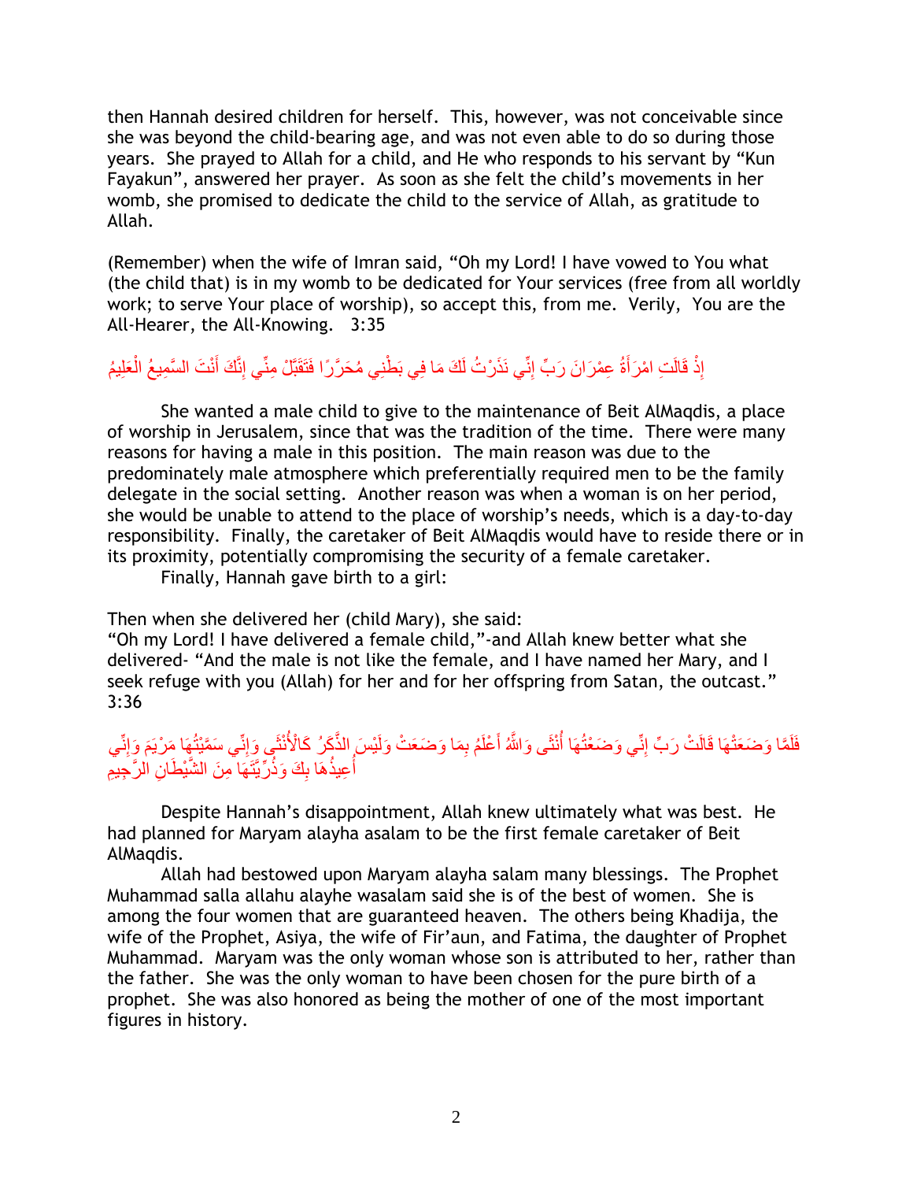then Hannah desired children for herself. This, however, was not conceivable since she was beyond the child-bearing age, and was not even able to do so during those years. She prayed to Allah for a child, and He who responds to his servant by "Kun Fayakun", answered her prayer. As soon as she felt the child's movements in her womb, she promised to dedicate the child to the service of Allah, as gratitude to Allah.

(Remember) when the wife of Imran said, "Oh my Lord! I have vowed to You what (the child that) is in my womb to be dedicated for Your services (free from all worldly work; to serve Your place of worship), so accept this, from me. Verily, You are the All-Hearer, the All-Knowing. 3:35

إِذْ قَالَتِ امْرَأَةُ عِمْرَانَ رَبِّ إِنِّي نَذَرْتُ لَكَ مَا فِي بَطْنِي مُحَرَّرًا فَتَقَبَّلْ مِنِّي إِنَّكَ أَنْتَ السَّمِيعُ الْعَلِيمُ

She wanted a male child to give to the maintenance of Beit AlMaqdis, a place of worship in Jerusalem, since that was the tradition of the time. There were many reasons for having a male in this position. The main reason was due to the predominately male atmosphere which preferentially required men to be the family delegate in the social setting. Another reason was when a woman is on her period, she would be unable to attend to the place of worship's needs, which is a day-to-day responsibility. Finally, the caretaker of Beit AlMaqdis would have to reside there or in its proximity, potentially compromising the security of a female caretaker.

Finally, Hannah gave birth to a girl:

Then when she delivered her (child Mary), she said:
"Oh my Lord! I have delivered a female child,"-and Allah knew better what she delivered- "And the male is not like the female, and I have named her Mary, and I seek refuge with you (Allah) for her and for her offspring from Satan, the outcast." 3:36

فَلَمَّا وَضَعَتْهَا قَالَتْ رَبِّ إِنِّي وَضَعْتُهَا أُنْثَى وَاللَّهُ أَعْلَمُ بِمَا وَضَعَتْ وَلَيْسَ الذَّكَرُ كَالْأُنْثَى وَإِنِّي سَمَّيْتُهَا مَرْيَمَ وَإِنِّي أُعِيذُهَا بِكَ وَذُرِّيَّتَهَا مِنَ الشَّيْطَانِ الرَّجِيمِ

Despite Hannah's disappointment, Allah knew ultimately what was best. He had planned for Maryam alayha asalam to be the first female caretaker of Beit AlMaqdis.

Allah had bestowed upon Maryam alayha salam many blessings. The Prophet Muhammad salla allahu alayhe wasalam said she is of the best of women. She is among the four women that are guaranteed heaven. The others being Khadija, the wife of the Prophet, Asiya, the wife of Fir'aun, and Fatima, the daughter of Prophet Muhammad. Maryam was the only woman whose son is attributed to her, rather than the father. She was the only woman to have been chosen for the pure birth of a prophet. She was also honored as being the mother of one of the most important figures in history.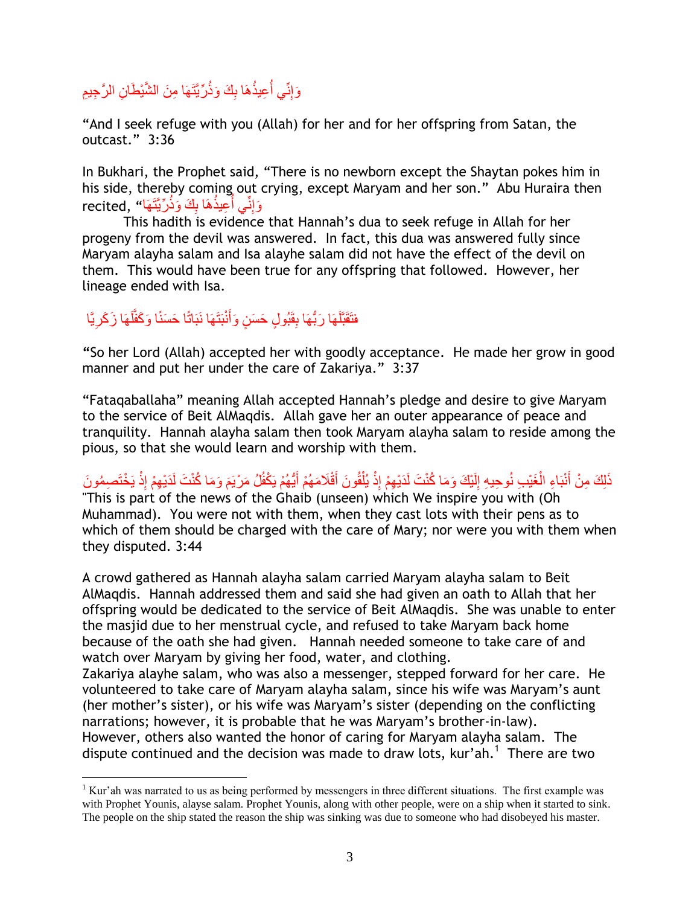وَإِنِّي أُعِيذُهَا بِكَ وَذُرِّيَّتَهَا مِنَ الشَّيْطَانِ الرَّجِيمِ

"And I seek refuge with you (Allah) for her and for her offspring from Satan, the outcast." 3:36

In Bukhari, the Prophet said, "There is no newborn except the Shaytan pokes him in his side, thereby coming out crying, except Maryam and her son." Abu Huraira then recited, "وَإِنِّي أُعِيذُهَا بِكَ وَذُرِّيَّتَهَا"

This hadith is evidence that Hannah's dua to seek refuge in Allah for her progeny from the devil was answered. In fact, this dua was answered fully since Maryam alayha salam and Isa alayhe salam did not have the effect of the devil on them. This would have been true for any offspring that followed. However, her lineage ended with Isa.

فَتَقَبَّلَهَا رَبُّهَا بِقَبُولٍ حَسَنٍ وَأَنْبَتَهَا نَبَاتًا حَسَنًا وَكَفَّلَهَا زَكَرِيَّا

"So her Lord (Allah) accepted her with goodly acceptance. He made her grow in good manner and put her under the care of Zakariya." 3:37

"Fataqaballaha" meaning Allah accepted Hannah's pledge and desire to give Maryam to the service of Beit AlMaqdis. Allah gave her an outer appearance of peace and tranquility. Hannah alayha salam then took Maryam alayha salam to reside among the pious, so that she would learn and worship with them.

ذَلِكَ مِنْ أَنْبَاءِ الْغَيْبِ نُوحِيهِ إِلَيْكَ وَمَا كُنْتَ لَدَيْهِمْ إِذْ يُلْقُونَ أَقْلَامَهُمْ أَيُّهُمْ يَكْفُلُ مَرْيَمَ وَمَا كُنْتَ لَدَيْهِمْ إِذْ يَخْتَصِمُونَ

"This is part of the news of the Ghaib (unseen) which We inspire you with (Oh Muhammad). You were not with them, when they cast lots with their pens as to which of them should be charged with the care of Mary; nor were you with them when they disputed. 3:44

A crowd gathered as Hannah alayha salam carried Maryam alayha salam to Beit AlMaqdis. Hannah addressed them and said she had given an oath to Allah that her offspring would be dedicated to the service of Beit AlMaqdis. She was unable to enter the masjid due to her menstrual cycle, and refused to take Maryam back home because of the oath she had given. Hannah needed someone to take care of and watch over Maryam by giving her food, water, and clothing.

Zakariya alayhe salam, who was also a messenger, stepped forward for her care. He volunteered to take care of Maryam alayha salam, since his wife was Maryam's aunt (her mother's sister), or his wife was Maryam's sister (depending on the conflicting narrations; however, it is probable that he was Maryam's brother-in-law). However, others also wanted the honor of caring for Maryam alayha salam. The dispute continued and the decision was made to draw lots, kur'ah.[1] There are two

[1] Kur'ah was narrated to us as being performed by messengers in three different situations. The first example was with Prophet Younis, alayse salam. Prophet Younis, along with other people, were on a ship when it started to sink. The people on the ship stated the reason the ship was sinking was due to someone who had disobeyed his master.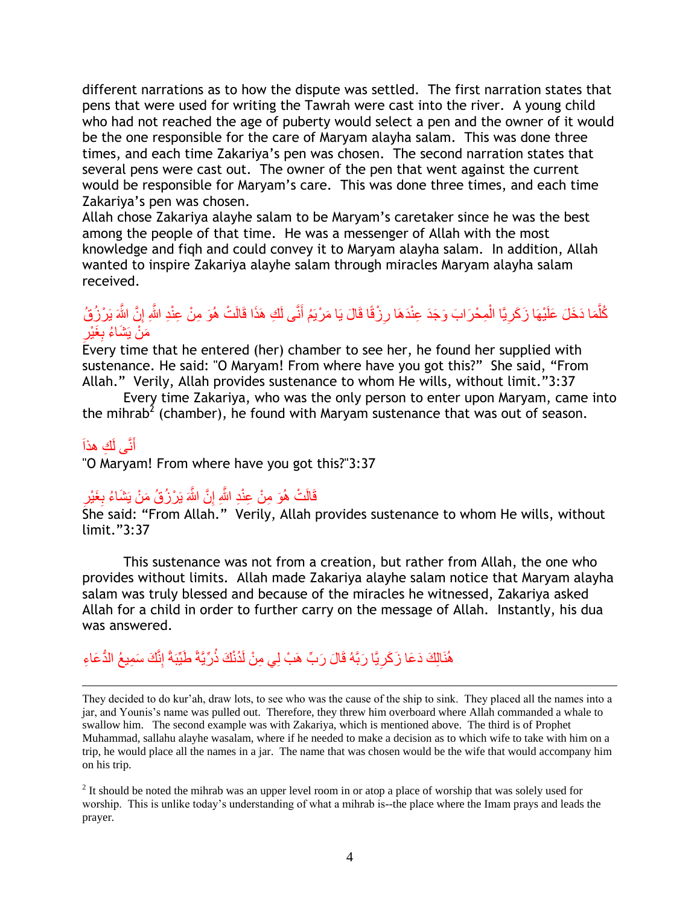different narrations as to how the dispute was settled. The first narration states that pens that were used for writing the Tawrah were cast into the river. A young child who had not reached the age of puberty would select a pen and the owner of it would be the one responsible for the care of Maryam alayha salam. This was done three times, and each time Zakariya's pen was chosen. The second narration states that several pens were cast out. The owner of the pen that went against the current would be responsible for Maryam's care. This was done three times, and each time Zakariya's pen was chosen.
Allah chose Zakariya alayhe salam to be Maryam's caretaker since he was the best among the people of that time. He was a messenger of Allah with the most knowledge and fiqh and could convey it to Maryam alayha salam. In addition, Allah wanted to inspire Zakariya alayhe salam through miracles Maryam alayha salam received.

كُلَّمَا دَخَلَ عَلَيْهَا زَكَرِيَّا الْمِحْرَابَ وَجَدَ عِنْدَهَا رِزْقًا قَالَ يَا مَرْيَمُ أَنَّى لَكِ هَذَا قَالَتْ هُوَ مِنْ عِنْدِ اللَّهِ إِنَّ اللَّهَ يَرْزُقُ مَنْ يَشَاءُ بِغَيْرِ

Every time that he entered (her) chamber to see her, he found her supplied with sustenance. He said: "O Maryam! From where have you got this?" She said, "From Allah." Verily, Allah provides sustenance to whom He wills, without limit."3:37

Every time Zakariya, who was the only person to enter upon Maryam, came into the mihrab[2] (chamber), he found with Maryam sustenance that was out of season.

أَنَّى لَكِ هذاَ

"O Maryam! From where have you got this?"3:37

قَالَتْ هُوَ مِنْ عِنْدِ اللَّهِ إِنَّ اللَّهَ يَرْزُقُ مَنْ يَشَاءُ بِغَيْرِ

She said: "From Allah." Verily, Allah provides sustenance to whom He wills, without limit."3:37

This sustenance was not from a creation, but rather from Allah, the one who provides without limits. Allah made Zakariya alayhe salam notice that Maryam alayha salam was truly blessed and because of the miracles he witnessed, Zakariya asked Allah for a child in order to further carry on the message of Allah. Instantly, his dua was answered.

هُنَالِكَ دَعَا زَكَرِيَّا رَبَّهُ قَالَ رَبِّ هَبْ لِي مِنْ لَدُنْكَ ذُرِّيَّةً طَيِّبَةً إِنَّكَ سَمِيعُ الدُّعَاءِ

---

They decided to do kur'ah, draw lots, to see who was the cause of the ship to sink. They placed all the names into a jar, and Younis's name was pulled out. Therefore, they threw him overboard where Allah commanded a whale to swallow him. The second example was with Zakariya, which is mentioned above. The third is of Prophet Muhammad, sallahu alayhe wasalam, where if he needed to make a decision as to which wife to take with him on a trip, he would place all the names in a jar. The name that was chosen would be the wife that would accompany him on his trip.

[2] It should be noted the mihrab was an upper level room in or atop a place of worship that was solely used for worship. This is unlike today's understanding of what a mihrab is--the place where the Imam prays and leads the prayer.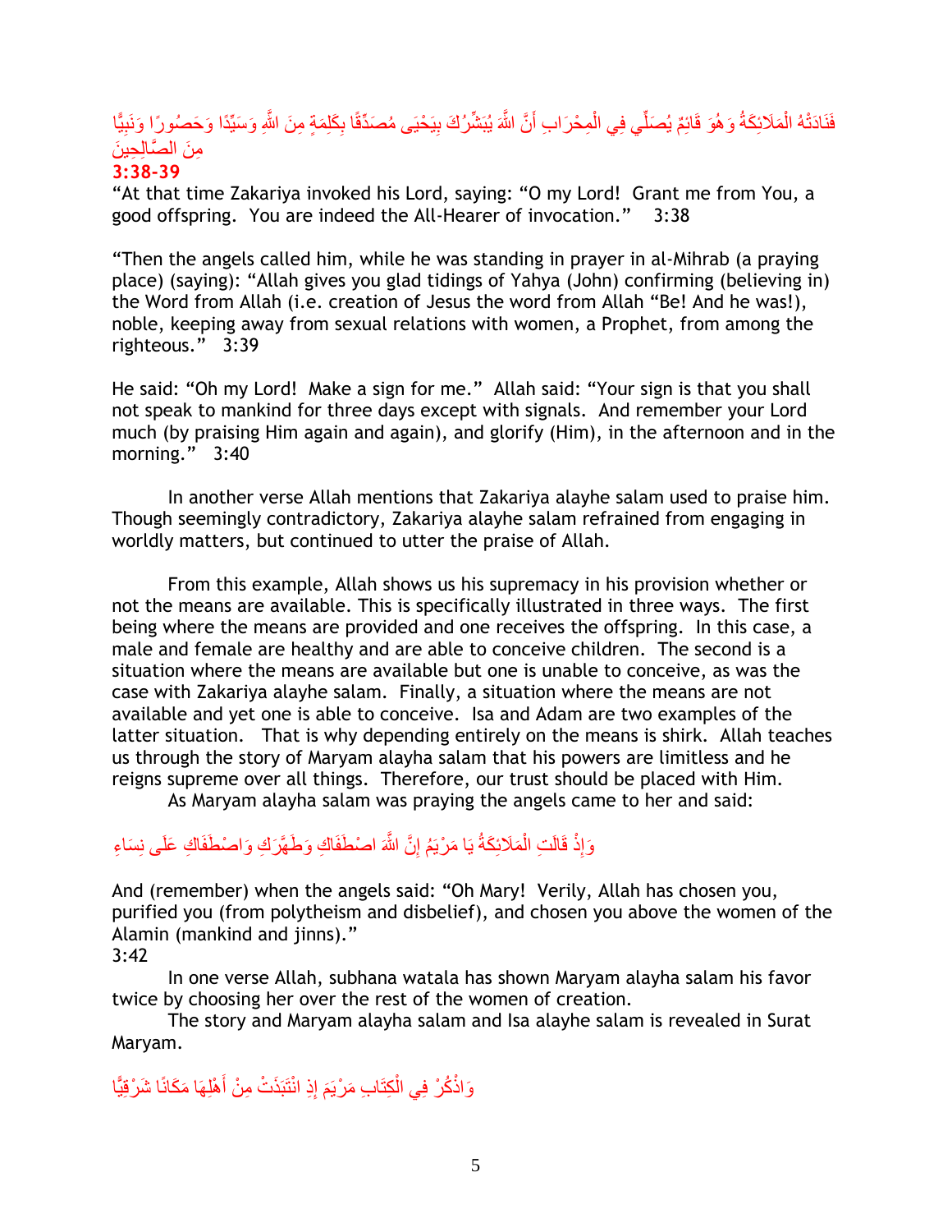فَنَادَتْهُ الْمَلَائِكَةُ وَهُوَ قَائِمٌ يُصَلِّي فِي الْمِحْرَابِ أَنَّ اللَّهَ يُبَشِّرُكَ بِيَحْيَى مُصَدِّقًا بِكَلِمَةٍ مِنَ اللَّهِ وَسَيِّدًا وَحَصُورًا وَنَبِيًّا مِنَ الصَّالِحِينَ

**3:38-39**

"At that time Zakariya invoked his Lord, saying: "O my Lord! Grant me from You, a good offspring. You are indeed the All-Hearer of invocation." 3:38

"Then the angels called him, while he was standing in prayer in al-Mihrab (a praying place) (saying): "Allah gives you glad tidings of Yahya (John) confirming (believing in) the Word from Allah (i.e. creation of Jesus the word from Allah "Be! And he was!), noble, keeping away from sexual relations with women, a Prophet, from among the righteous." 3:39

He said: "Oh my Lord! Make a sign for me." Allah said: "Your sign is that you shall not speak to mankind for three days except with signals. And remember your Lord much (by praising Him again and again), and glorify (Him), in the afternoon and in the morning." 3:40

In another verse Allah mentions that Zakariya alayhe salam used to praise him. Though seemingly contradictory, Zakariya alayhe salam refrained from engaging in worldly matters, but continued to utter the praise of Allah.

From this example, Allah shows us his supremacy in his provision whether or not the means are available. This is specifically illustrated in three ways. The first being where the means are provided and one receives the offspring. In this case, a male and female are healthy and are able to conceive children. The second is a situation where the means are available but one is unable to conceive, as was the case with Zakariya alayhe salam. Finally, a situation where the means are not available and yet one is able to conceive. Isa and Adam are two examples of the latter situation. That is why depending entirely on the means is shirk. Allah teaches us through the story of Maryam alayha salam that his powers are limitless and he reigns supreme over all things. Therefore, our trust should be placed with Him.

As Maryam alayha salam was praying the angels came to her and said:

وَإِذْ قَالَتِ الْمَلَائِكَةُ يَا مَرْيَمُ إِنَّ اللَّهَ اصْطَفَاكِ وَطَهَّرَكِ وَاصْطَفَاكِ عَلَى نِسَاءِ

And (remember) when the angels said: "Oh Mary! Verily, Allah has chosen you, purified you (from polytheism and disbelief), and chosen you above the women of the Alamin (mankind and jinns)."
3:42

In one verse Allah, subhana watala has shown Maryam alayha salam his favor twice by choosing her over the rest of the women of creation.

The story and Maryam alayha salam and Isa alayhe salam is revealed in Surat Maryam.

وَاذْكُرْ فِي الْكِتَابِ مَرْيَمَ إِذِ انْتَبَذَتْ مِنْ أَهْلِهَا مَكَانًا شَرْقِيًّا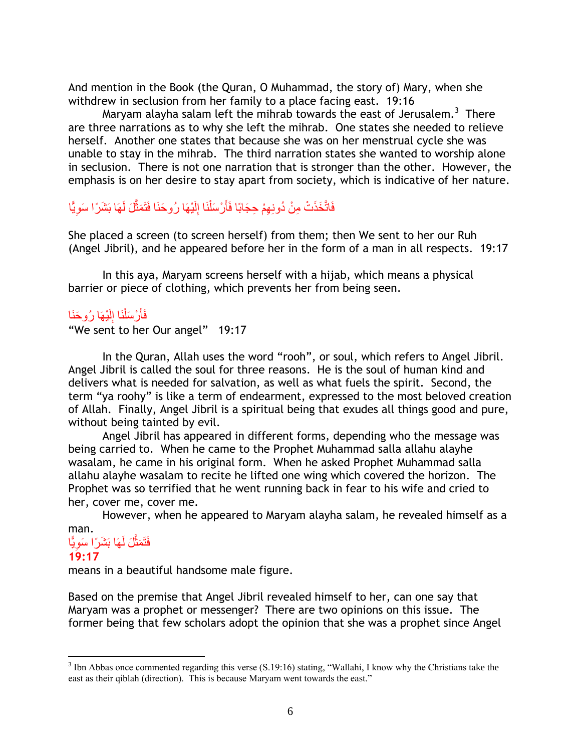And mention in the Book (the Quran, O Muhammad, the story of) Mary, when she withdrew in seclusion from her family to a place facing east. 19:16

Maryam alayha salam left the mihrab towards the east of Jerusalem.[3] There are three narrations as to why she left the mihrab. One states she needed to relieve herself. Another one states that because she was on her menstrual cycle she was unable to stay in the mihrab. The third narration states she wanted to worship alone in seclusion. There is not one narration that is stronger than the other. However, the emphasis is on her desire to stay apart from society, which is indicative of her nature.

فَاتَّخَذَتْ مِنْ دُونِهِمْ حِجَابًا فَأَرْسَلْنَا إِلَيْهَا رُوحَنَا فَتَمَثَّلَ لَهَا بَشَرًا سَوِيًّا

She placed a screen (to screen herself) from them; then We sent to her our Ruh (Angel Jibril), and he appeared before her in the form of a man in all respects. 19:17

In this aya, Maryam screens herself with a hijab, which means a physical barrier or piece of clothing, which prevents her from being seen.

فَأَرْسَلْنَا إِلَيْهَا رُوحَنَا

"We sent to her Our angel" 19:17

In the Quran, Allah uses the word "rooh", or soul, which refers to Angel Jibril. Angel Jibril is called the soul for three reasons. He is the soul of human kind and delivers what is needed for salvation, as well as what fuels the spirit. Second, the term "ya roohy" is like a term of endearment, expressed to the most beloved creation of Allah. Finally, Angel Jibril is a spiritual being that exudes all things good and pure, without being tainted by evil.

Angel Jibril has appeared in different forms, depending who the message was being carried to. When he came to the Prophet Muhammad salla allahu alayhe wasalam, he came in his original form. When he asked Prophet Muhammad salla allahu alayhe wasalam to recite he lifted one wing which covered the horizon. The Prophet was so terrified that he went running back in fear to his wife and cried to her, cover me, cover me.

However, when he appeared to Maryam alayha salam, he revealed himself as a man.

فَتَمَثَّلَ لَهَا بَشَرًا سَوِيًّا

**19:17**

means in a beautiful handsome male figure.

Based on the premise that Angel Jibril revealed himself to her, can one say that Maryam was a prophet or messenger? There are two opinions on this issue. The former being that few scholars adopt the opinion that she was a prophet since Angel

---

[3] Ibn Abbas once commented regarding this verse (S.19:16) stating, "Wallahi, I know why the Christians take the east as their qiblah (direction). This is because Maryam went towards the east."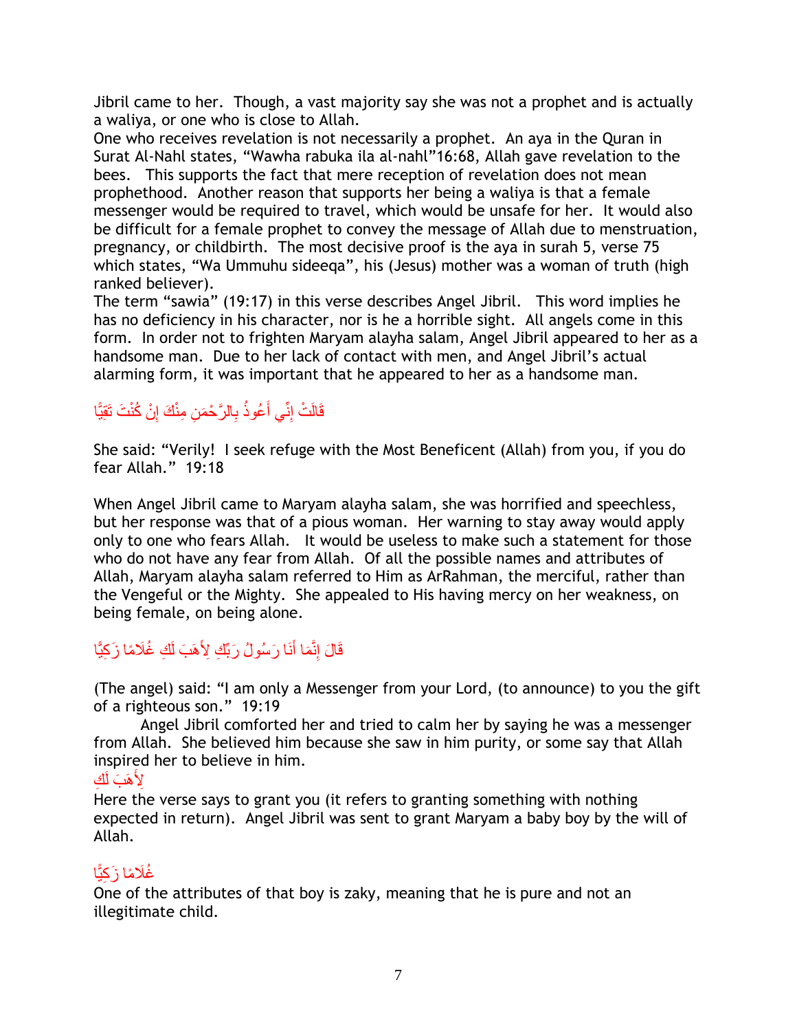Jibril came to her. Though, a vast majority say she was not a prophet and is actually a waliya, or one who is close to Allah.

One who receives revelation is not necessarily a prophet. An aya in the Quran in Surat Al-Nahl states, "Wawha rabuka ila al-nahl"16:68, Allah gave revelation to the bees. This supports the fact that mere reception of revelation does not mean prophethood. Another reason that supports her being a waliya is that a female messenger would be required to travel, which would be unsafe for her. It would also be difficult for a female prophet to convey the message of Allah due to menstruation, pregnancy, or childbirth. The most decisive proof is the aya in surah 5, verse 75 which states, "Wa Ummuhu sideeqa", his (Jesus) mother was a woman of truth (high ranked believer).

The term "sawia" (19:17) in this verse describes Angel Jibril. This word implies he has no deficiency in his character, nor is he a horrible sight. All angels come in this form. In order not to frighten Maryam alayha salam, Angel Jibril appeared to her as a handsome man. Due to her lack of contact with men, and Angel Jibril's actual alarming form, it was important that he appeared to her as a handsome man.

قَالَتْ إِنِّي أَعُوذُ بِالرَّحْمَنِ مِنْكَ إِنْ كُنْتَ تَقِيًّا

She said: "Verily! I seek refuge with the Most Beneficent (Allah) from you, if you do fear Allah." 19:18

When Angel Jibril came to Maryam alayha salam, she was horrified and speechless, but her response was that of a pious woman. Her warning to stay away would apply only to one who fears Allah. It would be useless to make such a statement for those who do not have any fear from Allah. Of all the possible names and attributes of Allah, Maryam alayha salam referred to Him as ArRahman, the merciful, rather than the Vengeful or the Mighty. She appealed to His having mercy on her weakness, on being female, on being alone.

قَالَ إِنَّمَا أَنَا رَسُولُ رَبِّكِ لِأَهَبَ لَكِ غُلَامًا زَكِيًّا

(The angel) said: "I am only a Messenger from your Lord, (to announce) to you the gift of a righteous son." 19:19

Angel Jibril comforted her and tried to calm her by saying he was a messenger from Allah. She believed him because she saw in him purity, or some say that Allah inspired her to believe in him.

لِأَهَبَ لَكِ

Here the verse says to grant you (it refers to granting something with nothing expected in return). Angel Jibril was sent to grant Maryam a baby boy by the will of Allah.

غُلَامًا زَكِيًّا

One of the attributes of that boy is zaky, meaning that he is pure and not an illegitimate child.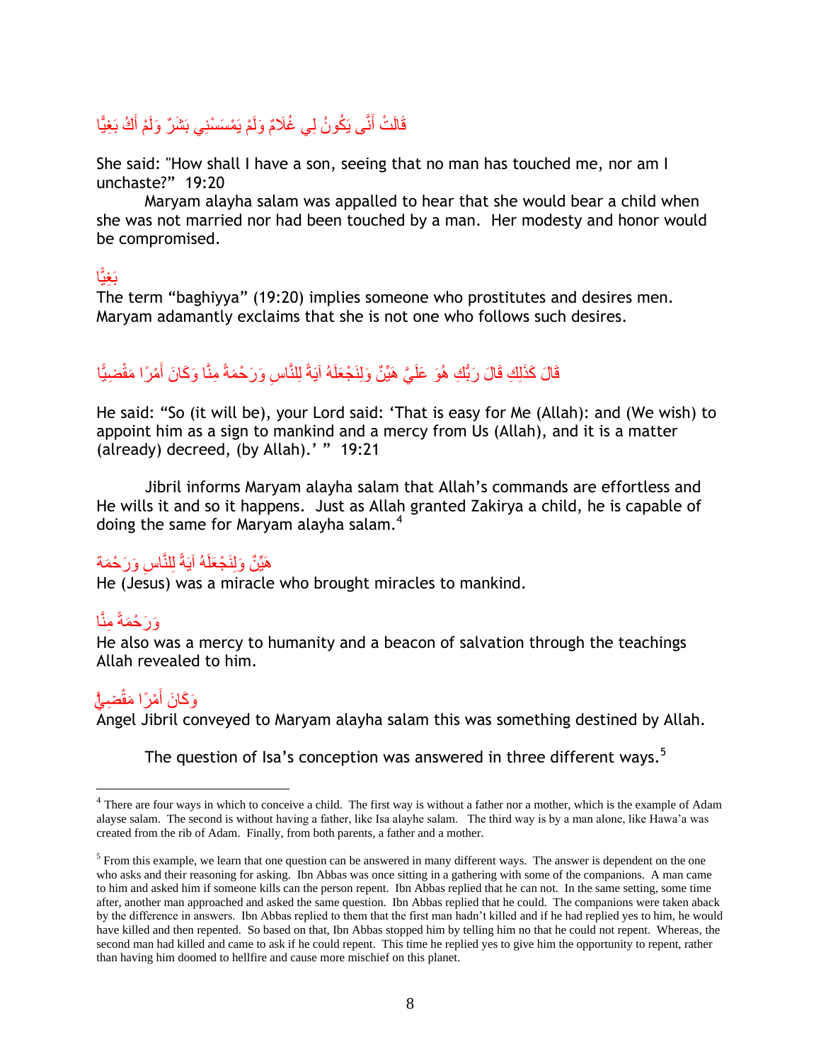قَالَتْ أَنَّى يَكُونُ لِي غُلَامٌ وَلَمْ يَمْسَسْنِي بَشَرٌ وَلَمْ أَكُ بَغِيًّا

She said: "How shall I have a son, seeing that no man has touched me, nor am I unchaste?" 19:20

Maryam alayha salam was appalled to hear that she would bear a child when she was not married nor had been touched by a man. Her modesty and honor would be compromised.

بَغِيًّا

The term "baghiyya" (19:20) implies someone who prostitutes and desires men. Maryam adamantly exclaims that she is not one who follows such desires.

قَالَ كَذَلِكِ قَالَ رَبُّكِ هُوَ عَلَيَّ هَيِّنٌ وَلِنَجْعَلَهُ آيَةً لِلنَّاسِ وَرَحْمَةً مِنَّا وَكَانَ أَمْرًا مَقْضِيًّا

He said: "So (it will be), your Lord said: 'That is easy for Me (Allah): and (We wish) to appoint him as a sign to mankind and a mercy from Us (Allah), and it is a matter (already) decreed, (by Allah).' " 19:21

Jibril informs Maryam alayha salam that Allah's commands are effortless and He wills it and so it happens. Just as Allah granted Zakirya a child, he is capable of doing the same for Maryam alayha salam.[4]

هَيِّنٌ وَلِنَجْعَلَهُ آيَةً لِلنَّاسِ وَرَحْمَة

He (Jesus) was a miracle who brought miracles to mankind.

وَرَحْمَةً مِنَّا

He also was a mercy to humanity and a beacon of salvation through the teachings Allah revealed to him.

وَكَانَ أَمْرًا مَقْضِيًّا

Angel Jibril conveyed to Maryam alayha salam this was something destined by Allah.

The question of Isa's conception was answered in three different ways.[5]

---

[4] There are four ways in which to conceive a child. The first way is without a father nor a mother, which is the example of Adam alayse salam. The second is without having a father, like Isa alayhe salam. The third way is by a man alone, like Hawa'a was created from the rib of Adam. Finally, from both parents, a father and a mother.

[5] From this example, we learn that one question can be answered in many different ways. The answer is dependent on the one who asks and their reasoning for asking. Ibn Abbas was once sitting in a gathering with some of the companions. A man came to him and asked him if someone kills can the person repent. Ibn Abbas replied that he can not. In the same setting, some time after, another man approached and asked the same question. Ibn Abbas replied that he could. The companions were taken aback by the difference in answers. Ibn Abbas replied to them that the first man hadn't killed and if he had replied yes to him, he would have killed and then repented. So based on that, Ibn Abbas stopped him by telling him no that he could not repent. Whereas, the second man had killed and came to ask if he could repent. This time he replied yes to give him the opportunity to repent, rather than having him doomed to hellfire and cause more mischief on this planet.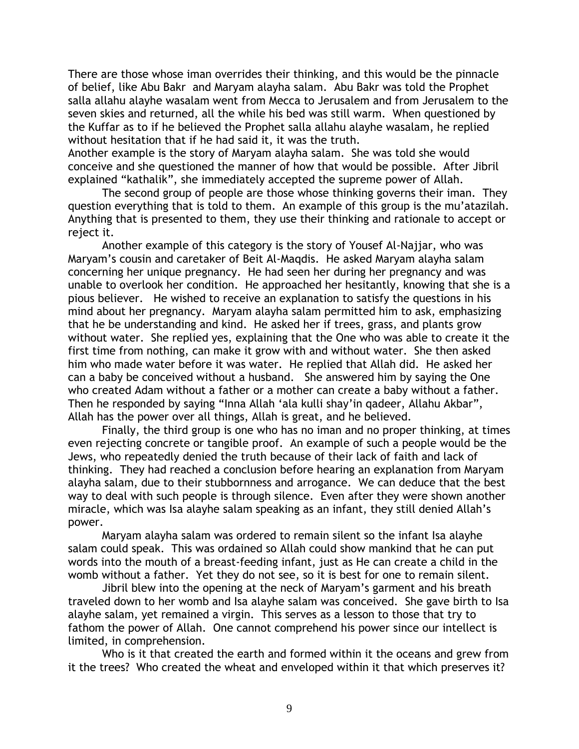There are those whose iman overrides their thinking, and this would be the pinnacle of belief, like Abu Bakr and Maryam alayha salam. Abu Bakr was told the Prophet salla allahu alayhe wasalam went from Mecca to Jerusalem and from Jerusalem to the seven skies and returned, all the while his bed was still warm. When questioned by the Kuffar as to if he believed the Prophet salla allahu alayhe wasalam, he replied without hesitation that if he had said it, it was the truth.

Another example is the story of Maryam alayha salam. She was told she would conceive and she questioned the manner of how that would be possible. After Jibril explained "kathalik", she immediately accepted the supreme power of Allah.

The second group of people are those whose thinking governs their iman. They question everything that is told to them. An example of this group is the mu'atazilah. Anything that is presented to them, they use their thinking and rationale to accept or reject it.

Another example of this category is the story of Yousef Al-Najjar, who was Maryam's cousin and caretaker of Beit Al-Maqdis. He asked Maryam alayha salam concerning her unique pregnancy. He had seen her during her pregnancy and was unable to overlook her condition. He approached her hesitantly, knowing that she is a pious believer. He wished to receive an explanation to satisfy the questions in his mind about her pregnancy. Maryam alayha salam permitted him to ask, emphasizing that he be understanding and kind. He asked her if trees, grass, and plants grow without water. She replied yes, explaining that the One who was able to create it the first time from nothing, can make it grow with and without water. She then asked him who made water before it was water. He replied that Allah did. He asked her can a baby be conceived without a husband. She answered him by saying the One who created Adam without a father or a mother can create a baby without a father. Then he responded by saying "Inna Allah 'ala kulli shay'in qadeer, Allahu Akbar", Allah has the power over all things, Allah is great, and he believed.

Finally, the third group is one who has no iman and no proper thinking, at times even rejecting concrete or tangible proof. An example of such a people would be the Jews, who repeatedly denied the truth because of their lack of faith and lack of thinking. They had reached a conclusion before hearing an explanation from Maryam alayha salam, due to their stubbornness and arrogance. We can deduce that the best way to deal with such people is through silence. Even after they were shown another miracle, which was Isa alayhe salam speaking as an infant, they still denied Allah's power.

Maryam alayha salam was ordered to remain silent so the infant Isa alayhe salam could speak. This was ordained so Allah could show mankind that he can put words into the mouth of a breast-feeding infant, just as He can create a child in the womb without a father. Yet they do not see, so it is best for one to remain silent.

Jibril blew into the opening at the neck of Maryam's garment and his breath traveled down to her womb and Isa alayhe salam was conceived. She gave birth to Isa alayhe salam, yet remained a virgin. This serves as a lesson to those that try to fathom the power of Allah. One cannot comprehend his power since our intellect is limited, in comprehension.

Who is it that created the earth and formed within it the oceans and grew from it the trees? Who created the wheat and enveloped within it that which preserves it?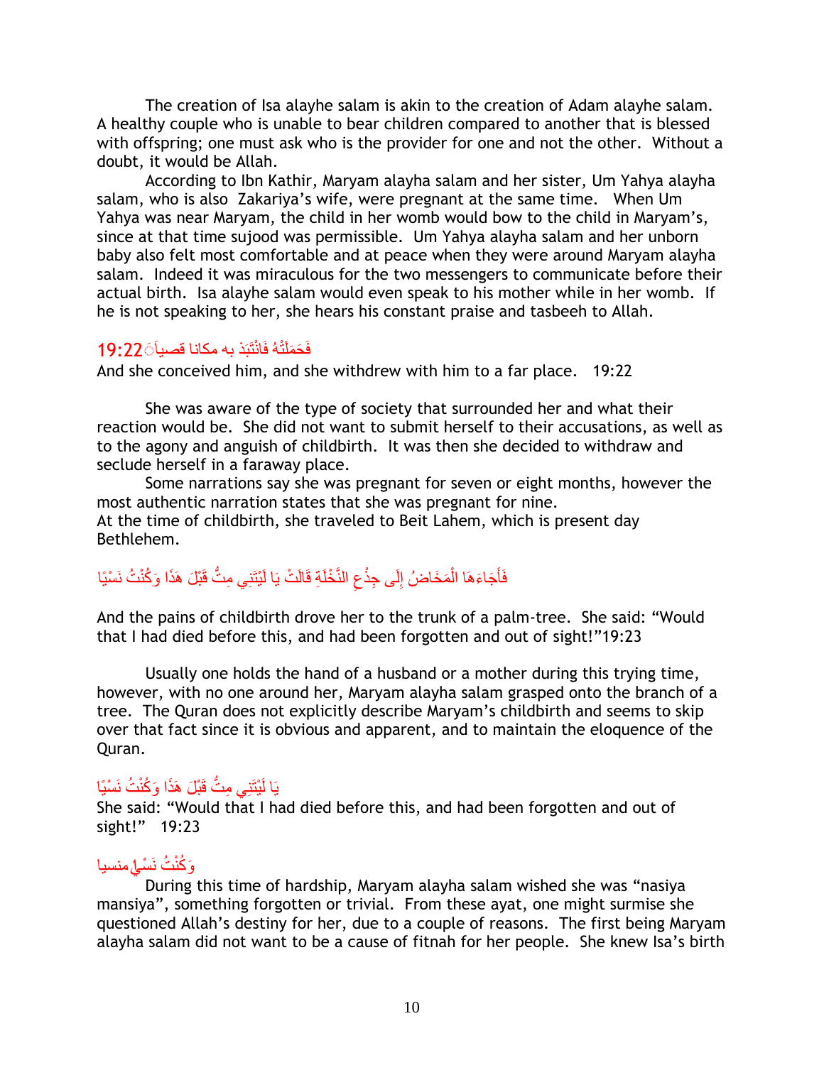The creation of Isa alayhe salam is akin to the creation of Adam alayhe salam. A healthy couple who is unable to bear children compared to another that is blessed with offspring; one must ask who is the provider for one and not the other. Without a doubt, it would be Allah.

According to Ibn Kathir, Maryam alayha salam and her sister, Um Yahya alayha salam, who is also Zakariya's wife, were pregnant at the same time. When Um Yahya was near Maryam, the child in her womb would bow to the child in Maryam's, since at that time sujood was permissible. Um Yahya alayha salam and her unborn baby also felt most comfortable and at peace when they were around Maryam alayha salam. Indeed it was miraculous for the two messengers to communicate before their actual birth. Isa alayhe salam would even speak to his mother while in her womb. If he is not speaking to her, she hears his constant praise and tasbeeh to Allah.

فَحَمَلَتْهُ فَانْتَبَذَ به مكانا قصياً 19:22

And she conceived him, and she withdrew with him to a far place. 19:22

She was aware of the type of society that surrounded her and what their reaction would be. She did not want to submit herself to their accusations, as well as to the agony and anguish of childbirth. It was then she decided to withdraw and seclude herself in a faraway place.

Some narrations say she was pregnant for seven or eight months, however the most authentic narration states that she was pregnant for nine.
At the time of childbirth, she traveled to Beit Lahem, which is present day Bethlehem.

فَأَجَاءَهَا الْمَخَاضُ إِلَى جِذْعِ النَّخْلَةِ قَالَتْ يَا لَيْتَنِي مِتُّ قَبْلَ هَذَا وَكُنْتُ نَسْيًا

And the pains of childbirth drove her to the trunk of a palm-tree. She said: "Would that I had died before this, and had been forgotten and out of sight!"19:23

Usually one holds the hand of a husband or a mother during this trying time, however, with no one around her, Maryam alayha salam grasped onto the branch of a tree. The Quran does not explicitly describe Maryam's childbirth and seems to skip over that fact since it is obvious and apparent, and to maintain the eloquence of the Quran.

يَا لَيْتَنِي مِتُّ قَبْلَ هَذَا وَكُنْتُ نَسْيًا

She said: "Would that I had died before this, and had been forgotten and out of sight!" 19:23

وَكُنْتُ نَسْيًا منسيا

During this time of hardship, Maryam alayha salam wished she was "nasiya mansiya", something forgotten or trivial. From these ayat, one might surmise she questioned Allah's destiny for her, due to a couple of reasons. The first being Maryam alayha salam did not want to be a cause of fitnah for her people. She knew Isa's birth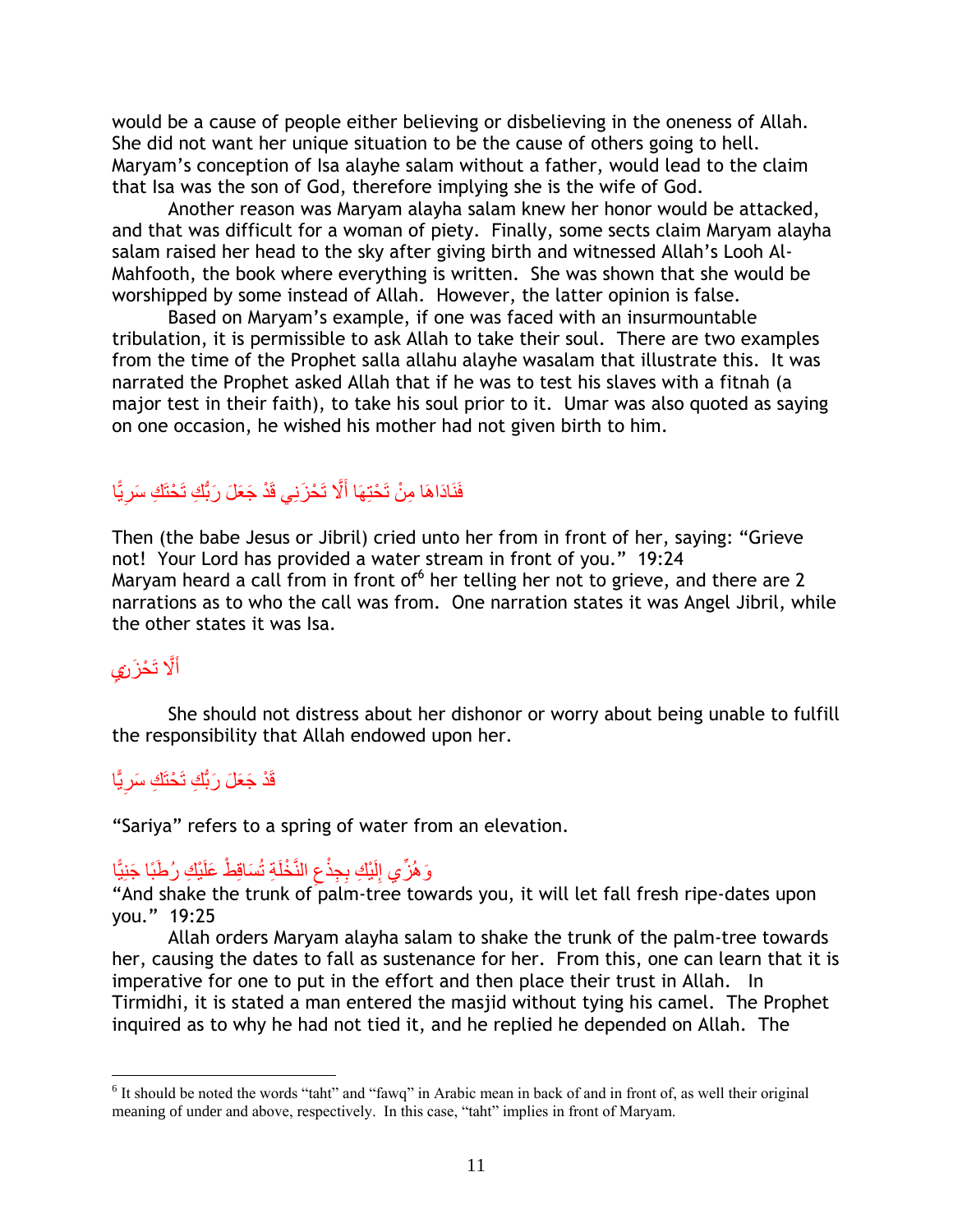would be a cause of people either believing or disbelieving in the oneness of Allah. She did not want her unique situation to be the cause of others going to hell. Maryam's conception of Isa alayhe salam without a father, would lead to the claim that Isa was the son of God, therefore implying she is the wife of God.

Another reason was Maryam alayha salam knew her honor would be attacked, and that was difficult for a woman of piety. Finally, some sects claim Maryam alayha salam raised her head to the sky after giving birth and witnessed Allah's Looh Al-Mahfooth, the book where everything is written. She was shown that she would be worshipped by some instead of Allah. However, the latter opinion is false.

Based on Maryam's example, if one was faced with an insurmountable tribulation, it is permissible to ask Allah to take their soul. There are two examples from the time of the Prophet salla allahu alayhe wasalam that illustrate this. It was narrated the Prophet asked Allah that if he was to test his slaves with a fitnah (a major test in their faith), to take his soul prior to it. Umar was also quoted as saying on one occasion, he wished his mother had not given birth to him.

فَنَادَاهَا مِنْ تَحْتِهَا أَلَّا تَحْزَنِي قَدْ جَعَلَ رَبُّكِ تَحْتَكِ سَرِيًّا

Then (the babe Jesus or Jibril) cried unto her from in front of her, saying: "Grieve not! Your Lord has provided a water stream in front of you." 19:24
Maryam heard a call from in front of[6] her telling her not to grieve, and there are 2 narrations as to who the call was from. One narration states it was Angel Jibril, while the other states it was Isa.

أَلَّا تَحْزَنِي

She should not distress about her dishonor or worry about being unable to fulfill the responsibility that Allah endowed upon her.

قَدْ جَعَلَ رَبُّكِ تَحْتَكِ سَرِيًّا

"Sariya" refers to a spring of water from an elevation.

وَهُزِّي إِلَيْكِ بِجِذْعِ النَّخْلَةِ تُسَاقِطْ عَلَيْكِ رُطَبًا جَنِيًّا
"And shake the trunk of palm-tree towards you, it will let fall fresh ripe-dates upon you." 19:25

Allah orders Maryam alayha salam to shake the trunk of the palm-tree towards her, causing the dates to fall as sustenance for her. From this, one can learn that it is imperative for one to put in the effort and then place their trust in Allah. In Tirmidhi, it is stated a man entered the masjid without tying his camel. The Prophet inquired as to why he had not tied it, and he replied he depended on Allah. The

[6] It should be noted the words "taht" and "fawq" in Arabic mean in back of and in front of, as well their original meaning of under and above, respectively. In this case, "taht" implies in front of Maryam.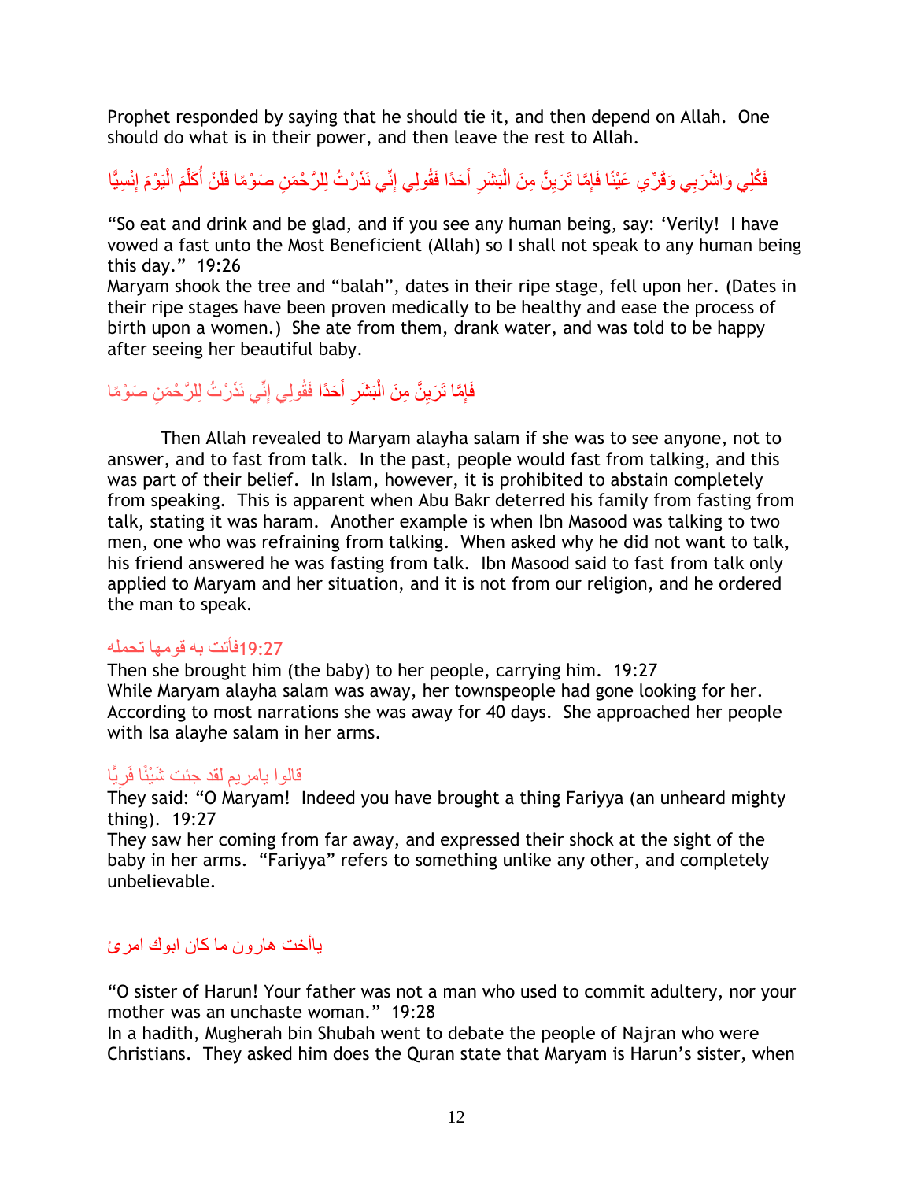Prophet responded by saying that he should tie it, and then depend on Allah. One should do what is in their power, and then leave the rest to Allah.

فَكُلِي وَاشْرَبِي وَقَرِّي عَيْنًا فَإِمَّا تَرَيِنَّ مِنَ الْبَشَرِ أَحَدًا فَقُولِي إِنِّي نَذَرْتُ لِلرَّحْمَنِ صَوْمًا فَلَنْ أُكَلِّمَ الْيَوْمَ إِنسِيًّا

"So eat and drink and be glad, and if you see any human being, say: 'Verily! I have vowed a fast unto the Most Beneficient (Allah) so I shall not speak to any human being this day." 19:26

Maryam shook the tree and "balah", dates in their ripe stage, fell upon her. (Dates in their ripe stages have been proven medically to be healthy and ease the process of birth upon a women.) She ate from them, drank water, and was told to be happy after seeing her beautiful baby.

فَإِمَّا تَرَيِنَّ مِنَ الْبَشَرِ أَحَدًا فَقُولِي إِنِّي نَذَرْتُ لِلرَّحْمَنِ صَوْمًا

Then Allah revealed to Maryam alayha salam if she was to see anyone, not to answer, and to fast from talk. In the past, people would fast from talking, and this was part of their belief. In Islam, however, it is prohibited to abstain completely from speaking. This is apparent when Abu Bakr deterred his family from fasting from talk, stating it was haram. Another example is when Ibn Masood was talking to two men, one who was refraining from talking. When asked why he did not want to talk, his friend answered he was fasting from talk. Ibn Masood said to fast from talk only applied to Maryam and her situation, and it is not from our religion, and he ordered the man to speak.

فأتت به قومها تحمله 19:27

Then she brought him (the baby) to her people, carrying him. 19:27

While Maryam alayha salam was away, her townspeople had gone looking for her. According to most narrations she was away for 40 days. She approached her people with Isa alayhe salam in her arms.

قالوا يامريم لقد جئت شَيْئًا فَرِيًّا

They said: "O Maryam! Indeed you have brought a thing Fariyya (an unheard mighty thing). 19:27

They saw her coming from far away, and expressed their shock at the sight of the baby in her arms. "Fariyya" refers to something unlike any other, and completely unbelievable.

ياأخت هارون ما كان ابوك امرئ

"O sister of Harun! Your father was not a man who used to commit adultery, nor your mother was an unchaste woman." 19:28

In a hadith, Mugherah bin Shubah went to debate the people of Najran who were Christians. They asked him does the Quran state that Maryam is Harun's sister, when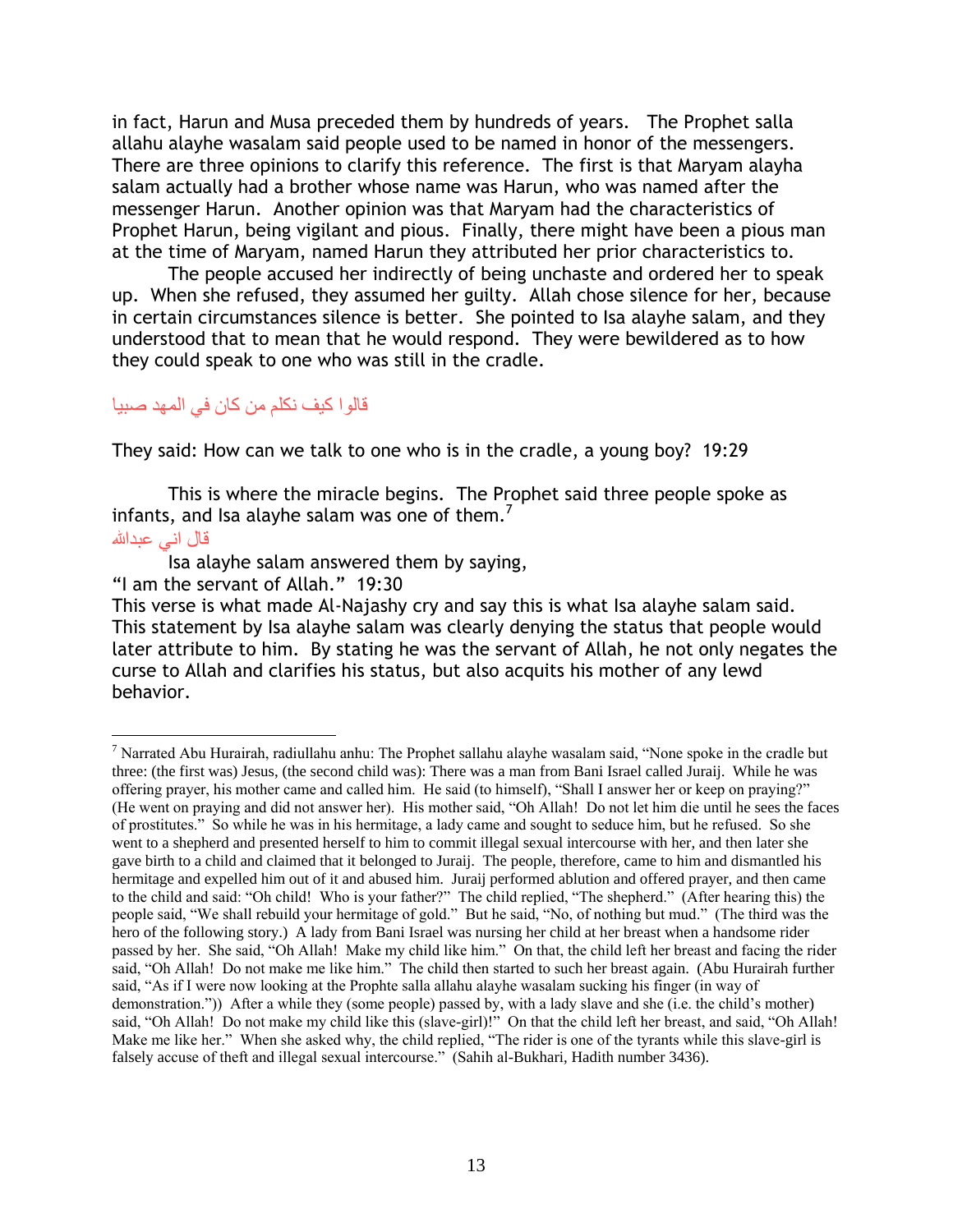in fact, Harun and Musa preceded them by hundreds of years. The Prophet salla allahu alayhe wasalam said people used to be named in honor of the messengers. There are three opinions to clarify this reference. The first is that Maryam alayha salam actually had a brother whose name was Harun, who was named after the messenger Harun. Another opinion was that Maryam had the characteristics of Prophet Harun, being vigilant and pious. Finally, there might have been a pious man at the time of Maryam, named Harun they attributed her prior characteristics to.

The people accused her indirectly of being unchaste and ordered her to speak up. When she refused, they assumed her guilty. Allah chose silence for her, because in certain circumstances silence is better. She pointed to Isa alayhe salam, and they understood that to mean that he would respond. They were bewildered as to how they could speak to one who was still in the cradle.

قالوا كيف نكلم من كان في المهد صبيا

They said: How can we talk to one who is in the cradle, a young boy? 19:29

This is where the miracle begins. The Prophet said three people spoke as infants, and Isa alayhe salam was one of them.[7]

قال اني عبدالله

Isa alayhe salam answered them by saying,
"I am the servant of Allah." 19:30
This verse is what made Al-Najashy cry and say this is what Isa alayhe salam said. This statement by Isa alayhe salam was clearly denying the status that people would later attribute to him. By stating he was the servant of Allah, he not only negates the curse to Allah and clarifies his status, but also acquits his mother of any lewd behavior.

---

[7] Narrated Abu Hurairah, radiullahu anhu: The Prophet sallahu alayhe wasalam said, "None spoke in the cradle but three: (the first was) Jesus, (the second child was): There was a man from Bani Israel called Juraij. While he was offering prayer, his mother came and called him. He said (to himself), "Shall I answer her or keep on praying?" (He went on praying and did not answer her). His mother said, "Oh Allah! Do not let him die until he sees the faces of prostitutes." So while he was in his hermitage, a lady came and sought to seduce him, but he refused. So she went to a shepherd and presented herself to him to commit illegal sexual intercourse with her, and then later she gave birth to a child and claimed that it belonged to Juraij. The people, therefore, came to him and dismantled his hermitage and expelled him out of it and abused him. Juraij performed ablution and offered prayer, and then came to the child and said: "Oh child! Who is your father?" The child replied, "The shepherd." (After hearing this) the people said, "We shall rebuild your hermitage of gold." But he said, "No, of nothing but mud." (The third was the hero of the following story.) A lady from Bani Israel was nursing her child at her breast when a handsome rider passed by her. She said, "Oh Allah! Make my child like him." On that, the child left her breast and facing the rider said, "Oh Allah! Do not make me like him." The child then started to such her breast again. (Abu Hurairah further said, "As if I were now looking at the Prophte salla allahu alayhe wasalam sucking his finger (in way of demonstration.")) After a while they (some people) passed by, with a lady slave and she (i.e. the child's mother) said, "Oh Allah! Do not make my child like this (slave-girl)!" On that the child left her breast, and said, "Oh Allah! Make me like her." When she asked why, the child replied, "The rider is one of the tyrants while this slave-girl is falsely accuse of theft and illegal sexual intercourse." (Sahih al-Bukhari, Hadith number 3436).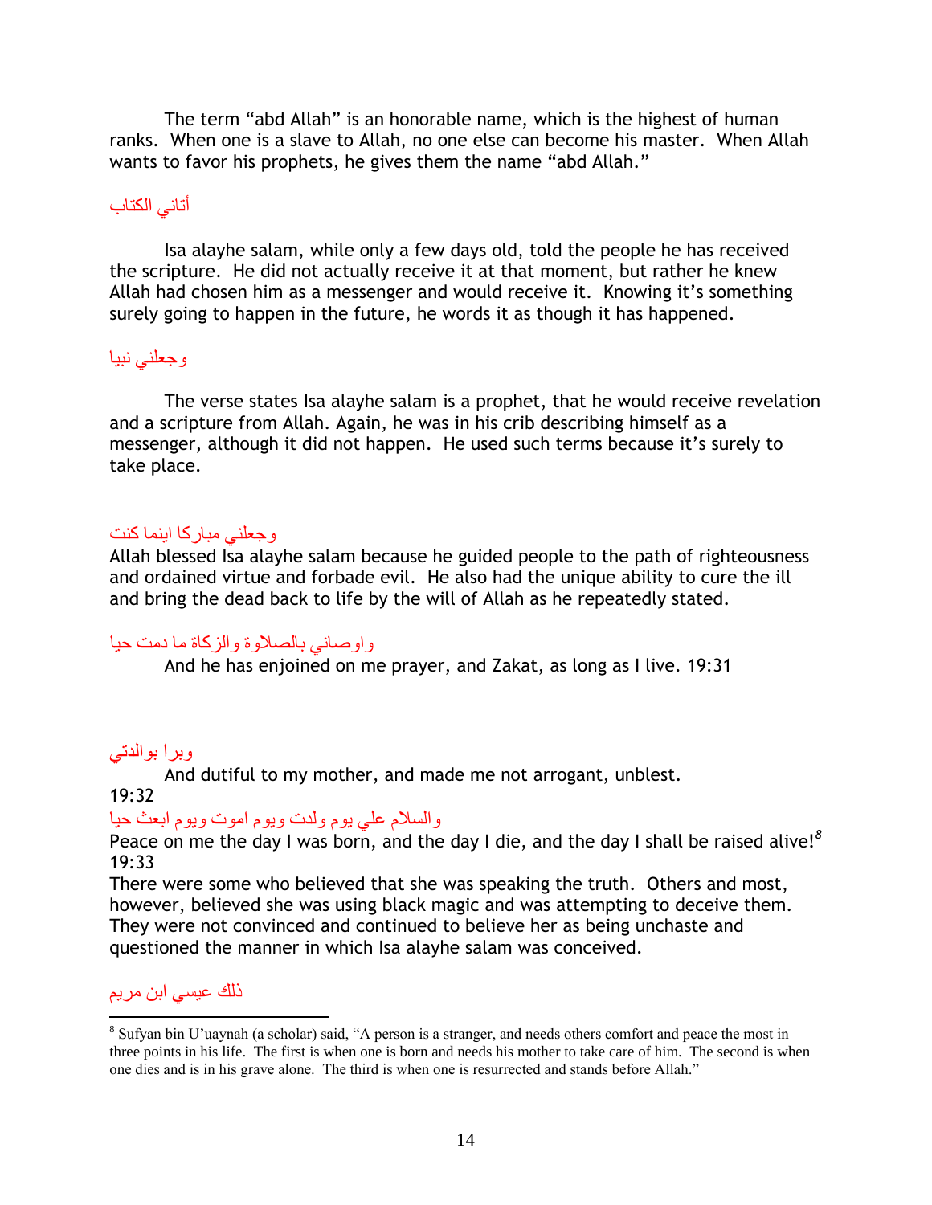The term "abd Allah" is an honorable name, which is the highest of human ranks. When one is a slave to Allah, no one else can become his master. When Allah wants to favor his prophets, he gives them the name "abd Allah."

أتاني الكتاب

Isa alayhe salam, while only a few days old, told the people he has received the scripture. He did not actually receive it at that moment, but rather he knew Allah had chosen him as a messenger and would receive it. Knowing it's something surely going to happen in the future, he words it as though it has happened.

وجعلني نبيا

The verse states Isa alayhe salam is a prophet, that he would receive revelation and a scripture from Allah. Again, he was in his crib describing himself as a messenger, although it did not happen. He used such terms because it's surely to take place.

وجعلني مباركا اينما كنت

Allah blessed Isa alayhe salam because he guided people to the path of righteousness and ordained virtue and forbade evil. He also had the unique ability to cure the ill and bring the dead back to life by the will of Allah as he repeatedly stated.

واوصاني بالصلاوة والزكاة ما دمت حيا

And he has enjoined on me prayer, and Zakat, as long as I live. 19:31

وبرا بوالدتي

And dutiful to my mother, and made me not arrogant, unblest. 19:32

والسلام علي يوم ولدت ويوم اموت ويوم ابعث حيا

Peace on me the day I was born, and the day I die, and the day I shall be raised alive![8] 19:33

There were some who believed that she was speaking the truth. Others and most, however, believed she was using black magic and was attempting to deceive them. They were not convinced and continued to believe her as being unchaste and questioned the manner in which Isa alayhe salam was conceived.

ذلك عيسي ابن مريم

---

[8] Sufyan bin U'uaynah (a scholar) said, "A person is a stranger, and needs others comfort and peace the most in three points in his life. The first is when one is born and needs his mother to take care of him. The second is when one dies and is in his grave alone. The third is when one is resurrected and stands before Allah."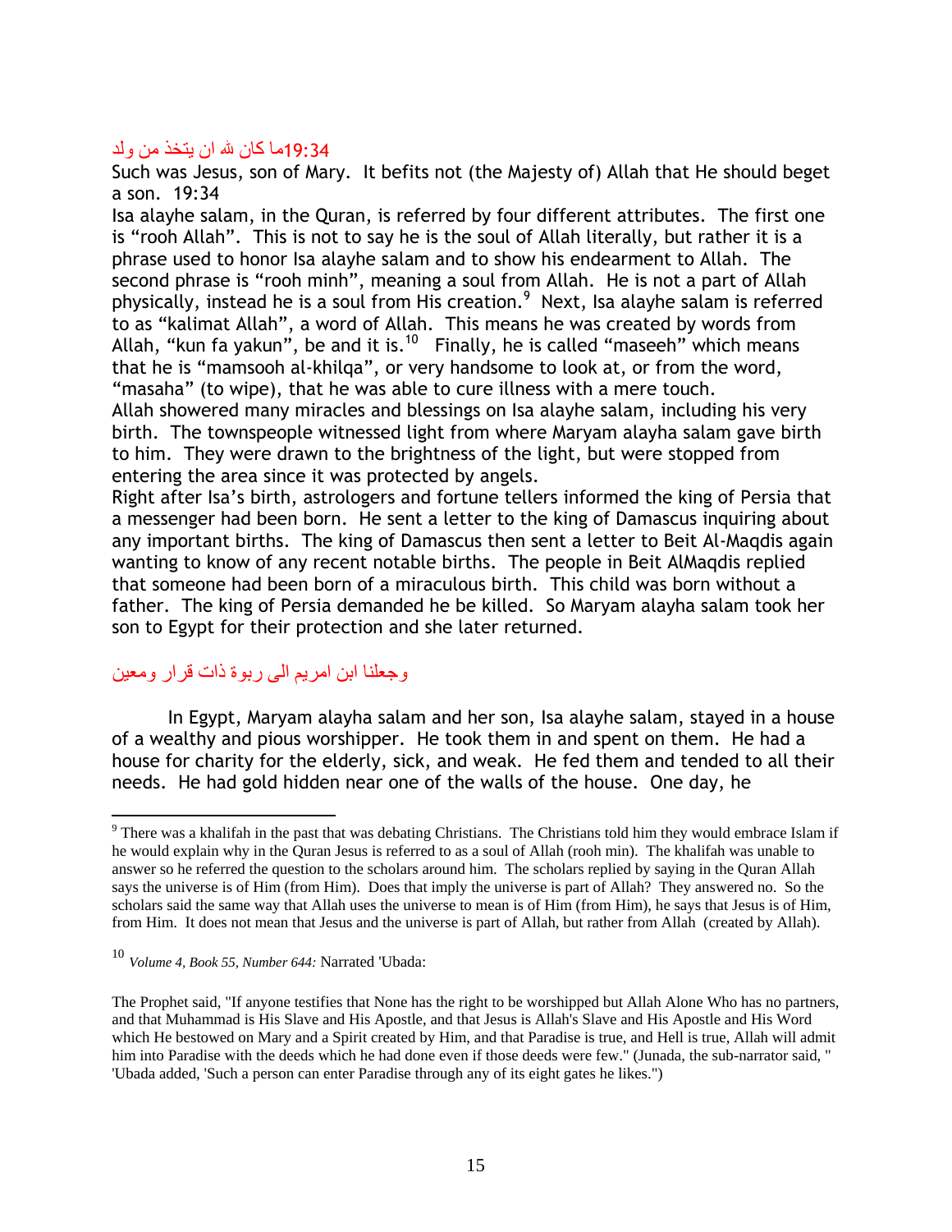19:34ما كان لله ان يتخذ من ولد

Such was Jesus, son of Mary. It befits not (the Majesty of) Allah that He should beget a son. 19:34

Isa alayhe salam, in the Quran, is referred by four different attributes. The first one is "rooh Allah". This is not to say he is the soul of Allah literally, but rather it is a phrase used to honor Isa alayhe salam and to show his endearment to Allah. The second phrase is "rooh minh", meaning a soul from Allah. He is not a part of Allah physically, instead he is a soul from His creation.[9] Next, Isa alayhe salam is referred to as "kalimat Allah", a word of Allah. This means he was created by words from Allah, "kun fa yakun", be and it is.[10] Finally, he is called "maseeh" which means that he is "mamsooh al-khilqa", or very handsome to look at, or from the word, "masaha" (to wipe), that he was able to cure illness with a mere touch.

Allah showered many miracles and blessings on Isa alayhe salam, including his very birth. The townspeople witnessed light from where Maryam alayha salam gave birth to him. They were drawn to the brightness of the light, but were stopped from entering the area since it was protected by angels.

Right after Isa's birth, astrologers and fortune tellers informed the king of Persia that a messenger had been born. He sent a letter to the king of Damascus inquiring about any important births. The king of Damascus then sent a letter to Beit Al-Maqdis again wanting to know of any recent notable births. The people in Beit AlMaqdis replied that someone had been born of a miraculous birth. This child was born without a father. The king of Persia demanded he be killed. So Maryam alayha salam took her son to Egypt for their protection and she later returned.

وجعلنا ابن امريم الى ربوة ذات قرار ومعين

In Egypt, Maryam alayha salam and her son, Isa alayhe salam, stayed in a house of a wealthy and pious worshipper. He took them in and spent on them. He had a house for charity for the elderly, sick, and weak. He fed them and tended to all their needs. He had gold hidden near one of the walls of the house. One day, he

---

[9] There was a khalifah in the past that was debating Christians. The Christians told him they would embrace Islam if he would explain why in the Quran Jesus is referred to as a soul of Allah (rooh min). The khalifah was unable to answer so he referred the question to the scholars around him. The scholars replied by saying in the Quran Allah says the universe is of Him (from Him). Does that imply the universe is part of Allah? They answered no. So the scholars said the same way that Allah uses the universe to mean is of Him (from Him), he says that Jesus is of Him, from Him. It does not mean that Jesus and the universe is part of Allah, but rather from Allah (created by Allah).

[10] *Volume 4, Book 55, Number 644:* Narrated 'Ubada:

The Prophet said, "If anyone testifies that None has the right to be worshipped but Allah Alone Who has no partners, and that Muhammad is His Slave and His Apostle, and that Jesus is Allah's Slave and His Apostle and His Word which He bestowed on Mary and a Spirit created by Him, and that Paradise is true, and Hell is true, Allah will admit him into Paradise with the deeds which he had done even if those deeds were few." (Junada, the sub-narrator said, " 'Ubada added, 'Such a person can enter Paradise through any of its eight gates he likes.")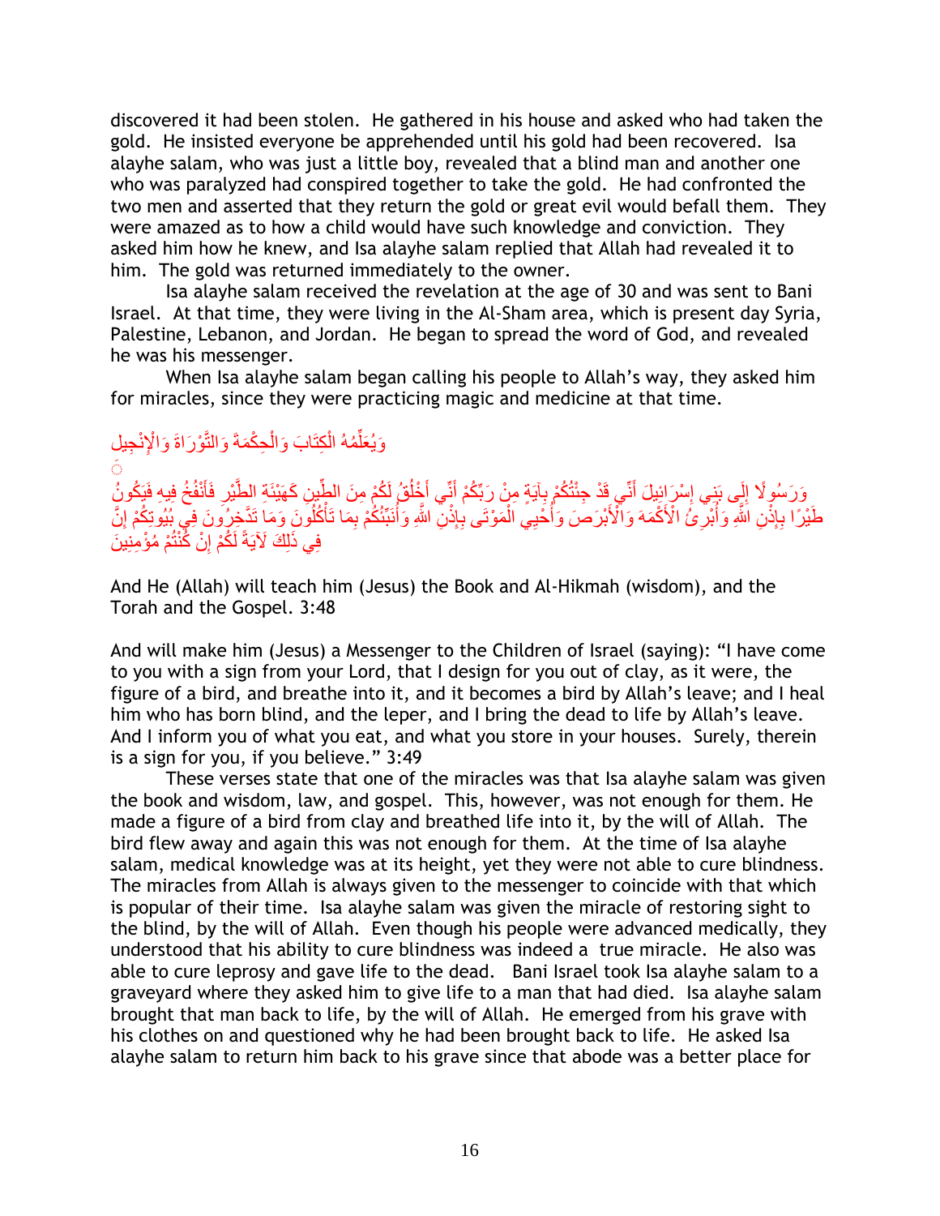discovered it had been stolen. He gathered in his house and asked who had taken the gold. He insisted everyone be apprehended until his gold had been recovered. Isa alayhe salam, who was just a little boy, revealed that a blind man and another one who was paralyzed had conspired together to take the gold. He had confronted the two men and asserted that they return the gold or great evil would befall them. They were amazed as to how a child would have such knowledge and conviction. They asked him how he knew, and Isa alayhe salam replied that Allah had revealed it to him. The gold was returned immediately to the owner.

Isa alayhe salam received the revelation at the age of 30 and was sent to Bani Israel. At that time, they were living in the Al-Sham area, which is present day Syria, Palestine, Lebanon, and Jordan. He began to spread the word of God, and revealed he was his messenger.

When Isa alayhe salam began calling his people to Allah's way, they asked him for miracles, since they were practicing magic and medicine at that time.

وَيُعَلِّمُهُ الْكِتَابَ وَالْحِكْمَةَ وَالتَّوْرَاةَ وَالْإِنْجِيلَ

وَرَسُولًا إِلَى بَنِي إِسْرَائِيلَ أَنِّي قَدْ جِئْتُكُمْ بِآيَةٍ مِنْ رَبِّكُمْ أَنِّي أَخْلُقُ لَكُمْ مِنَ الطِّينِ كَهَيْئَةِ الطَّيْرِ فَأَنْفُخُ فِيهِ فَيَكُونُ طَيْرًا بِإِذْنِ اللَّهِ وَأُبْرِئُ الْأَكْمَهَ وَالْأَبْرَصَ وَأُحْيِي الْمَوْتَى بِإِذْنِ اللَّهِ وَأُنَبِّئُكُمْ بِمَا تَأْكُلُونَ وَمَا تَدَّخِرُونَ فِي بُيُوتِكُمْ إِنَّ فِي ذَلِكَ لَآيَةً لَكُمْ إِنْ كُنْتُمْ مُؤْمِنِينَ

And He (Allah) will teach him (Jesus) the Book and Al-Hikmah (wisdom), and the Torah and the Gospel. 3:48

And will make him (Jesus) a Messenger to the Children of Israel (saying): "I have come to you with a sign from your Lord, that I design for you out of clay, as it were, the figure of a bird, and breathe into it, and it becomes a bird by Allah's leave; and I heal him who has born blind, and the leper, and I bring the dead to life by Allah's leave. And I inform you of what you eat, and what you store in your houses. Surely, therein is a sign for you, if you believe." 3:49

These verses state that one of the miracles was that Isa alayhe salam was given the book and wisdom, law, and gospel. This, however, was not enough for them. He made a figure of a bird from clay and breathed life into it, by the will of Allah. The bird flew away and again this was not enough for them. At the time of Isa alayhe salam, medical knowledge was at its height, yet they were not able to cure blindness. The miracles from Allah is always given to the messenger to coincide with that which is popular of their time. Isa alayhe salam was given the miracle of restoring sight to the blind, by the will of Allah. Even though his people were advanced medically, they understood that his ability to cure blindness was indeed a true miracle. He also was able to cure leprosy and gave life to the dead. Bani Israel took Isa alayhe salam to a graveyard where they asked him to give life to a man that had died. Isa alayhe salam brought that man back to life, by the will of Allah. He emerged from his grave with his clothes on and questioned why he had been brought back to life. He asked Isa alayhe salam to return him back to his grave since that abode was a better place for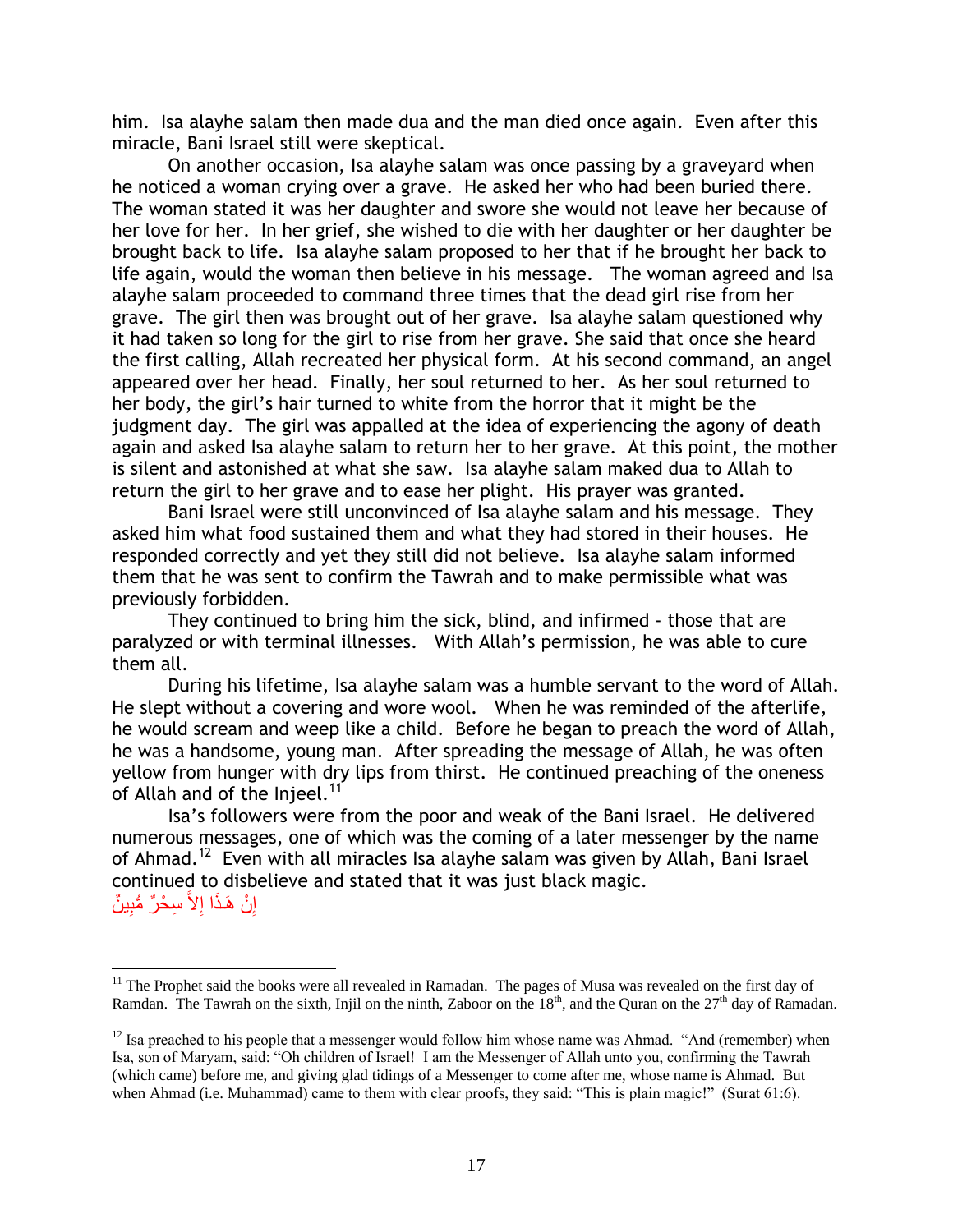him. Isa alayhe salam then made dua and the man died once again. Even after this miracle, Bani Israel still were skeptical.

On another occasion, Isa alayhe salam was once passing by a graveyard when he noticed a woman crying over a grave. He asked her who had been buried there. The woman stated it was her daughter and swore she would not leave her because of her love for her. In her grief, she wished to die with her daughter or her daughter be brought back to life. Isa alayhe salam proposed to her that if he brought her back to life again, would the woman then believe in his message. The woman agreed and Isa alayhe salam proceeded to command three times that the dead girl rise from her grave. The girl then was brought out of her grave. Isa alayhe salam questioned why it had taken so long for the girl to rise from her grave. She said that once she heard the first calling, Allah recreated her physical form. At his second command, an angel appeared over her head. Finally, her soul returned to her. As her soul returned to her body, the girl's hair turned to white from the horror that it might be the judgment day. The girl was appalled at the idea of experiencing the agony of death again and asked Isa alayhe salam to return her to her grave. At this point, the mother is silent and astonished at what she saw. Isa alayhe salam maked dua to Allah to return the girl to her grave and to ease her plight. His prayer was granted.

Bani Israel were still unconvinced of Isa alayhe salam and his message. They asked him what food sustained them and what they had stored in their houses. He responded correctly and yet they still did not believe. Isa alayhe salam informed them that he was sent to confirm the Tawrah and to make permissible what was previously forbidden.

They continued to bring him the sick, blind, and infirmed - those that are paralyzed or with terminal illnesses. With Allah's permission, he was able to cure them all.

During his lifetime, Isa alayhe salam was a humble servant to the word of Allah. He slept without a covering and wore wool. When he was reminded of the afterlife, he would scream and weep like a child. Before he began to preach the word of Allah, he was a handsome, young man. After spreading the message of Allah, he was often yellow from hunger with dry lips from thirst. He continued preaching of the oneness of Allah and of the Injeel.[11]

Isa's followers were from the poor and weak of the Bani Israel. He delivered numerous messages, one of which was the coming of a later messenger by the name of Ahmad.[12] Even with all miracles Isa alayhe salam was given by Allah, Bani Israel continued to disbelieve and stated that it was just black magic.

إِنْ هَـذَا إِلاَّ سِحْرٌ مُّبِينٌ

---

[11] The Prophet said the books were all revealed in Ramadan. The pages of Musa was revealed on the first day of Ramdan. The Tawrah on the sixth, Injil on the ninth, Zaboor on the 18th, and the Quran on the 27th day of Ramadan.

[12] Isa preached to his people that a messenger would follow him whose name was Ahmad. "And (remember) when Isa, son of Maryam, said: "Oh children of Israel! I am the Messenger of Allah unto you, confirming the Tawrah (which came) before me, and giving glad tidings of a Messenger to come after me, whose name is Ahmad. But when Ahmad (i.e. Muhammad) came to them with clear proofs, they said: "This is plain magic!" (Surat 61:6).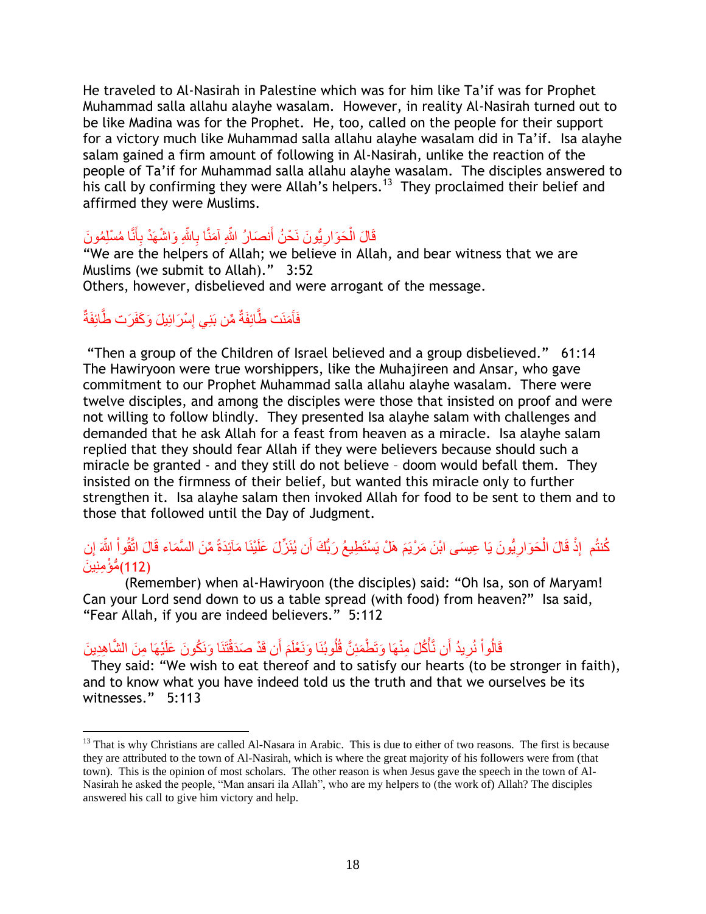He traveled to Al-Nasirah in Palestine which was for him like Ta'if was for Prophet Muhammad salla allahu alayhe wasalam. However, in reality Al-Nasirah turned out to be like Madina was for the Prophet. He, too, called on the people for their support for a victory much like Muhammad salla allahu alayhe wasalam did in Ta'if. Isa alayhe salam gained a firm amount of following in Al-Nasirah, unlike the reaction of the people of Ta'if for Muhammad salla allahu alayhe wasalam. The disciples answered to his call by confirming they were Allah's helpers.[13] They proclaimed their belief and affirmed they were Muslims.

قَالَ الْحَوَارِيُّونَ نَحْنُ أَنصَارُ اللّهِ آمَنَّا بِاللّهِ وَاشْهَدْ بِأَنَّا مُسْلِمُونَ

"We are the helpers of Allah; we believe in Allah, and bear witness that we are Muslims (we submit to Allah)." 3:52

Others, however, disbelieved and were arrogant of the message.

فَآمَنَت طَّائِفَةٌ مِّن بَنِي إِسْرَائِيلَ وَكَفَرَت طَّائِفَةٌ

"Then a group of the Children of Israel believed and a group disbelieved." 61:14

The Hawiryoon were true worshippers, like the Muhajireen and Ansar, who gave commitment to our Prophet Muhammad salla allahu alayhe wasalam. There were twelve disciples, and among the disciples were those that insisted on proof and were not willing to follow blindly. They presented Isa alayhe salam with challenges and demanded that he ask Allah for a feast from heaven as a miracle. Isa alayhe salam replied that they should fear Allah if they were believers because should such a miracle be granted - and they still do not believe – doom would befall them. They insisted on the firmness of their belief, but wanted this miracle only to further strengthen it. Isa alayhe salam then invoked Allah for food to be sent to them and to those that followed until the Day of Judgment.

إِذْ قَالَ الْحَوَارِيُّونَ يَا عِيسَى ابْنَ مَرْيَمَ هَلْ يَسْتَطِيعُ رَبُّكَ أَن يُنَزِّلَ عَلَيْنَا مَآئِدَةً مِّنَ السَّمَاء قَالَ اتَّقُواْ اللّهَ إِن كُنتُم مُّؤْمِنِينَ (112)

(Remember) when al-Hawiryoon (the disciples) said: "Oh Isa, son of Maryam! Can your Lord send down to us a table spread (with food) from heaven?" Isa said, "Fear Allah, if you are indeed believers." 5:112

قَالُواْ نُرِيدُ أَن نَّأْكُلَ مِنْهَا وَتَطْمَئِنَّ قُلُوبُنَا وَنَعْلَمَ أَن قَدْ صَدَقْتَنَا وَنَكُونَ عَلَيْهَا مِنَ الشَّاهِدِينَ

They said: "We wish to eat thereof and to satisfy our hearts (to be stronger in faith), and to know what you have indeed told us the truth and that we ourselves be its witnesses." 5:113

---

[13] That is why Christians are called Al-Nasara in Arabic. This is due to either of two reasons. The first is because they are attributed to the town of Al-Nasirah, which is where the great majority of his followers were from (that town). This is the opinion of most scholars. The other reason is when Jesus gave the speech in the town of Al-Nasirah he asked the people, "Man ansari ila Allah", who are my helpers to (the work of) Allah? The disciples answered his call to give him victory and help.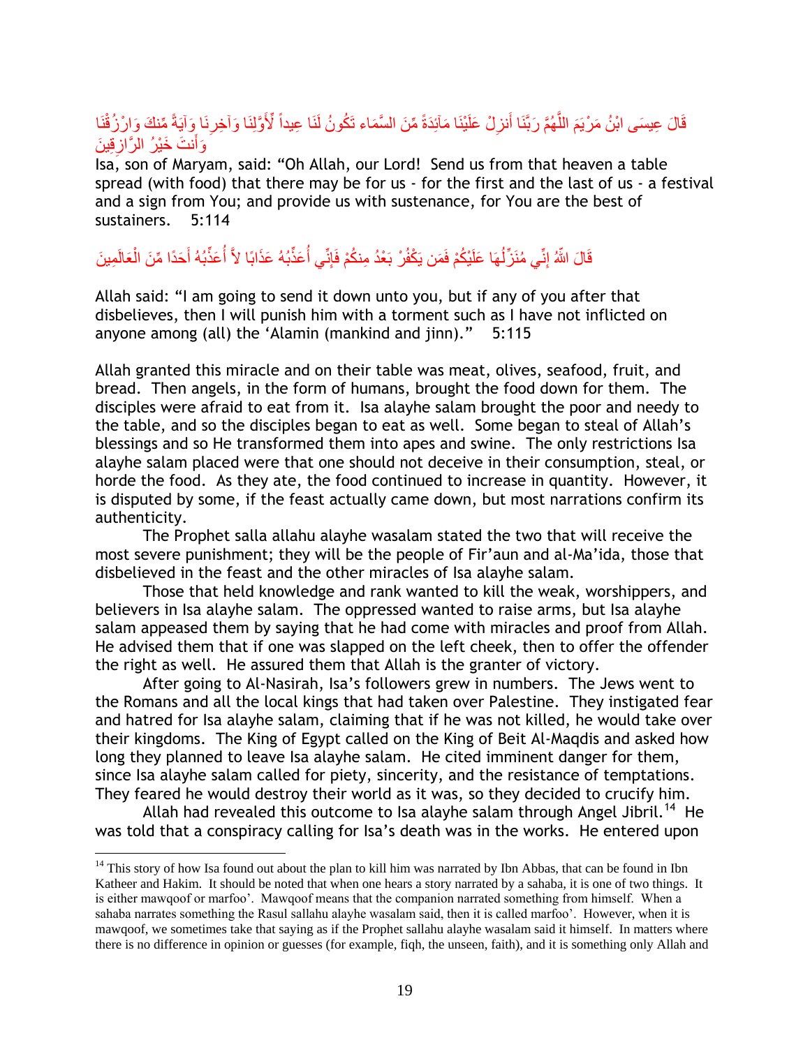قَالَ عِيسَى ابْنُ مَرْيَمَ اللَّهُمَّ رَبَّنَا أَنزِلْ عَلَيْنَا مَآئِدَةً مِّنَ السَّمَاء تَكُونُ لَنَا عِيداً لِّأَوَّلِنَا وَآخِرِنَا وَآيَةً مِّنكَ وَارْزُقْنَا وَأَنتَ خَيْرُ الرَّازِقِينَ

Isa, son of Maryam, said: "Oh Allah, our Lord! Send us from that heaven a table spread (with food) that there may be for us - for the first and the last of us - a festival and a sign from You; and provide us with sustenance, for You are the best of sustainers. 5:114

قَالَ اللّهُ إِنِّي مُنَزِّلُهَا عَلَيْكُمْ فَمَن يَكْفُرْ بَعْدُ مِنكُمْ فَإِنِّي أُعَذِّبُهُ عَذَابًا لاَّ أُعَذِّبُهُ أَحَدًا مِّنَ الْعَالَمِينَ

Allah said: "I am going to send it down unto you, but if any of you after that disbelieves, then I will punish him with a torment such as I have not inflicted on anyone among (all) the 'Alamin (mankind and jinn)." 5:115

Allah granted this miracle and on their table was meat, olives, seafood, fruit, and bread. Then angels, in the form of humans, brought the food down for them. The disciples were afraid to eat from it. Isa alayhe salam brought the poor and needy to the table, and so the disciples began to eat as well. Some began to steal of Allah's blessings and so He transformed them into apes and swine. The only restrictions Isa alayhe salam placed were that one should not deceive in their consumption, steal, or horde the food. As they ate, the food continued to increase in quantity. However, it is disputed by some, if the feast actually came down, but most narrations confirm its authenticity.

The Prophet salla allahu alayhe wasalam stated the two that will receive the most severe punishment; they will be the people of Fir'aun and al-Ma'ida, those that disbelieved in the feast and the other miracles of Isa alayhe salam.

Those that held knowledge and rank wanted to kill the weak, worshippers, and believers in Isa alayhe salam. The oppressed wanted to raise arms, but Isa alayhe salam appeased them by saying that he had come with miracles and proof from Allah. He advised them that if one was slapped on the left cheek, then to offer the offender the right as well. He assured them that Allah is the granter of victory.

After going to Al-Nasirah, Isa's followers grew in numbers. The Jews went to the Romans and all the local kings that had taken over Palestine. They instigated fear and hatred for Isa alayhe salam, claiming that if he was not killed, he would take over their kingdoms. The King of Egypt called on the King of Beit Al-Maqdis and asked how long they planned to leave Isa alayhe salam. He cited imminent danger for them, since Isa alayhe salam called for piety, sincerity, and the resistance of temptations. They feared he would destroy their world as it was, so they decided to crucify him.

Allah had revealed this outcome to Isa alayhe salam through Angel Jibril.[14] He was told that a conspiracy calling for Isa's death was in the works. He entered upon

[14] This story of how Isa found out about the plan to kill him was narrated by Ibn Abbas, that can be found in Ibn Katheer and Hakim. It should be noted that when one hears a story narrated by a sahaba, it is one of two things. It is either mawqoof or marfoo'. Mawqoof means that the companion narrated something from himself. When a sahaba narrates something the Rasul sallahu alayhe wasalam said, then it is called marfoo'. However, when it is mawqoof, we sometimes take that saying as if the Prophet sallahu alayhe wasalam said it himself. In matters where there is no difference in opinion or guesses (for example, fiqh, the unseen, faith), and it is something only Allah and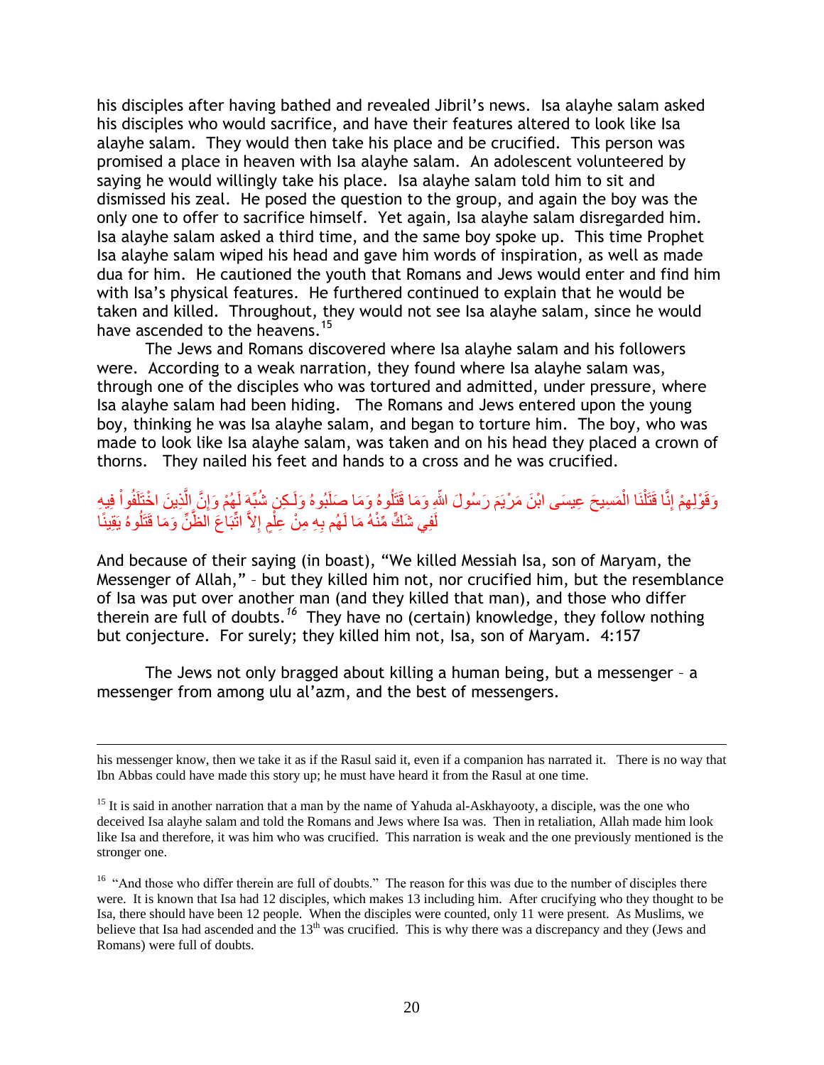his disciples after having bathed and revealed Jibril's news. Isa alayhe salam asked his disciples who would sacrifice, and have their features altered to look like Isa alayhe salam. They would then take his place and be crucified. This person was promised a place in heaven with Isa alayhe salam. An adolescent volunteered by saying he would willingly take his place. Isa alayhe salam told him to sit and dismissed his zeal. He posed the question to the group, and again the boy was the only one to offer to sacrifice himself. Yet again, Isa alayhe salam disregarded him. Isa alayhe salam asked a third time, and the same boy spoke up. This time Prophet Isa alayhe salam wiped his head and gave him words of inspiration, as well as made dua for him. He cautioned the youth that Romans and Jews would enter and find him with Isa's physical features. He furthered continued to explain that he would be taken and killed. Throughout, they would not see Isa alayhe salam, since he would have ascended to the heavens.[15]

The Jews and Romans discovered where Isa alayhe salam and his followers were. According to a weak narration, they found where Isa alayhe salam was, through one of the disciples who was tortured and admitted, under pressure, where Isa alayhe salam had been hiding. The Romans and Jews entered upon the young boy, thinking he was Isa alayhe salam, and began to torture him. The boy, who was made to look like Isa alayhe salam, was taken and on his head they placed a crown of thorns. They nailed his feet and hands to a cross and he was crucified.

وَقَوْلِهِمْ إِنَّا قَتَلْنَا الْمَسِيحَ عِيسَى ابْنَ مَرْيَمَ رَسُولَ اللّهِ وَمَا قَتَلُوهُ وَمَا صَلَبُوهُ وَلَـكِن شُبِّهَ لَهُمْ وَإِنَّ الَّذِينَ اخْتَلَفُواْ فِيهِ لَفِي شَكٍّ مِّنْهُ مَا لَهُم بِهِ مِنْ عِلْمٍ إِلاَّ اتِّبَاعَ الظَّنِّ وَمَا قَتَلُوهُ يَقِينًا

And because of their saying (in boast), "We killed Messiah Isa, son of Maryam, the Messenger of Allah," – but they killed him not, nor crucified him, but the resemblance of Isa was put over another man (and they killed that man), and those who differ therein are full of doubts.[16] They have no (certain) knowledge, they follow nothing but conjecture. For surely; they killed him not, Isa, son of Maryam. 4:157

The Jews not only bragged about killing a human being, but a messenger – a messenger from among ulu al'azm, and the best of messengers.

---

his messenger know, then we take it as if the Rasul said it, even if a companion has narrated it. There is no way that Ibn Abbas could have made this story up; he must have heard it from the Rasul at one time.

[15] It is said in another narration that a man by the name of Yahuda al-Askhayooty, a disciple, was the one who deceived Isa alayhe salam and told the Romans and Jews where Isa was. Then in retaliation, Allah made him look like Isa and therefore, it was him who was crucified. This narration is weak and the one previously mentioned is the stronger one.

[16] "And those who differ therein are full of doubts." The reason for this was due to the number of disciples there were. It is known that Isa had 12 disciples, which makes 13 including him. After crucifying who they thought to be Isa, there should have been 12 people. When the disciples were counted, only 11 were present. As Muslims, we believe that Isa had ascended and the 13th was crucified. This is why there was a discrepancy and they (Jews and Romans) were full of doubts.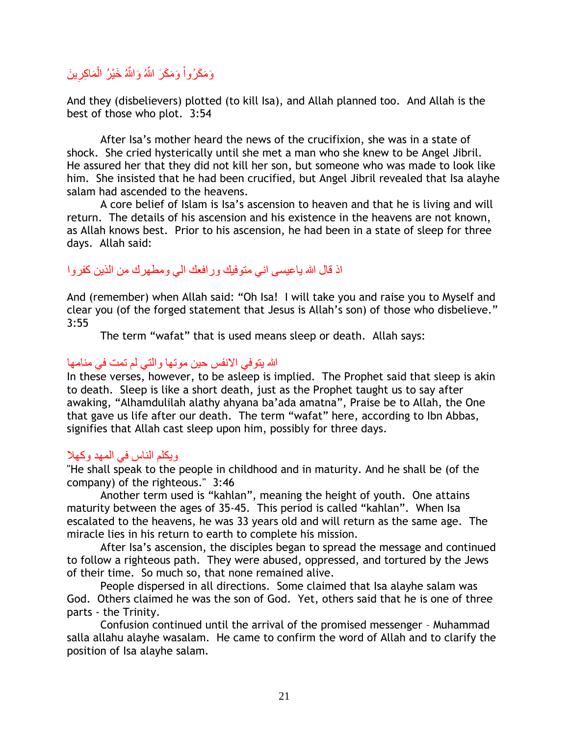وَمَكَرُواْ وَمَكَرَ اللّهُ وَاللّهُ خَيْرُ الْمَاكِرِينَ

And they (disbelievers) plotted (to kill Isa), and Allah planned too. And Allah is the best of those who plot. 3:54

After Isa's mother heard the news of the crucifixion, she was in a state of shock. She cried hysterically until she met a man who she knew to be Angel Jibril. He assured her that they did not kill her son, but someone who was made to look like him. She insisted that he had been crucified, but Angel Jibril revealed that Isa alayhe salam had ascended to the heavens.

A core belief of Islam is Isa's ascension to heaven and that he is living and will return. The details of his ascension and his existence in the heavens are not known, as Allah knows best. Prior to his ascension, he had been in a state of sleep for three days. Allah said:

اذ قال الله ياعيسى اني متوفيك ورافعك الي ومطهرك من الذين كفروا

And (remember) when Allah said: "Oh Isa! I will take you and raise you to Myself and clear you (of the forged statement that Jesus is Allah's son) of those who disbelieve." 3:55

The term "wafat" that is used means sleep or death. Allah says:

الله يتوفي الانفس حين موتها والتي لم تمت في منامها

In these verses, however, to be asleep is implied. The Prophet said that sleep is akin to death. Sleep is like a short death, just as the Prophet taught us to say after awaking, "Alhamdulilah alathy ahyana ba'ada amatna", Praise be to Allah, the One that gave us life after our death. The term "wafat" here, according to Ibn Abbas, signifies that Allah cast sleep upon him, possibly for three days.

ويكلم الناس في المهد وكهلا

"He shall speak to the people in childhood and in maturity. And he shall be (of the company) of the righteous." 3:46

Another term used is "kahlan", meaning the height of youth. One attains maturity between the ages of 35-45. This period is called "kahlan". When Isa escalated to the heavens, he was 33 years old and will return as the same age. The miracle lies in his return to earth to complete his mission.

After Isa's ascension, the disciples began to spread the message and continued to follow a righteous path. They were abused, oppressed, and tortured by the Jews of their time. So much so, that none remained alive.

People dispersed in all directions. Some claimed that Isa alayhe salam was God. Others claimed he was the son of God. Yet, others said that he is one of three parts - the Trinity.

Confusion continued until the arrival of the promised messenger – Muhammad salla allahu alayhe wasalam. He came to confirm the word of Allah and to clarify the position of Isa alayhe salam.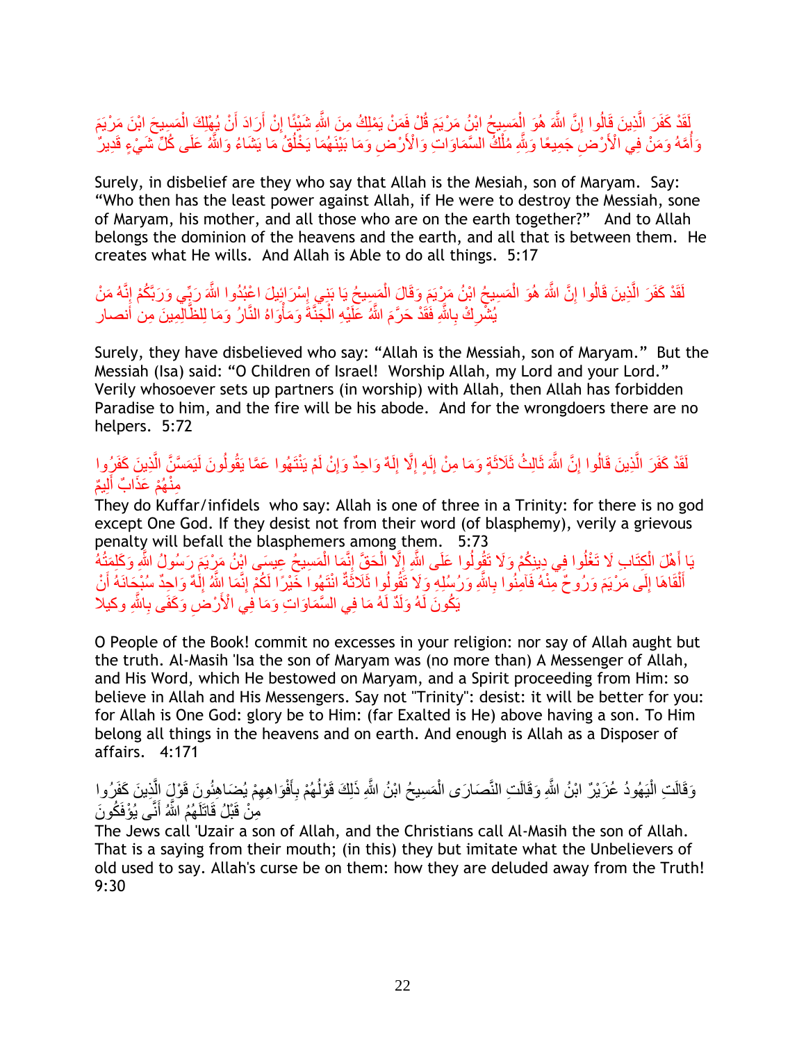لَقَدْ كَفَرَ الَّذِينَ قَالُوا إِنَّ اللَّهَ هُوَ الْمَسِيحُ ابْنُ مَرْيَمَ قُلْ فَمَنْ يَمْلِكُ مِنَ اللَّهِ شَيْئًا إِنْ أَرَادَ أَنْ يُهْلِكَ الْمَسِيحَ ابْنَ مَرْيَمَ وَأُمَّهُ وَمَنْ فِي الْأَرْضِ جَمِيعًا وَلِلَّهِ مُلْكُ السَّمَاوَاتِ وَالْأَرْضِ وَمَا بَيْنَهُمَا يَخْلُقُ مَا يَشَاءُ وَاللَّهُ عَلَى كُلِّ شَيْءٍ قَدِيرٌ

Surely, in disbelief are they who say that Allah is the Mesiah, son of Maryam. Say: "Who then has the least power against Allah, if He were to destroy the Messiah, sone of Maryam, his mother, and all those who are on the earth together?" And to Allah belongs the dominion of the heavens and the earth, and all that is between them. He creates what He wills. And Allah is Able to do all things. 5:17

لَقَدْ كَفَرَ الَّذِينَ قَالُوا إِنَّ اللَّهَ هُوَ الْمَسِيحُ ابْنُ مَرْيَمَ وَقَالَ الْمَسِيحُ يَا بَنِي إِسْرَائِيلَ اعْبُدُوا اللَّهَ رَبِّي وَرَبَّكُمْ إِنَّهُ مَنْ يُشْرِكْ بِاللَّهِ فَقَدْ حَرَّمَ اللَّهُ عَلَيْهِ الْجَنَّةَ وَمَأْوَاهُ النَّارُ وَمَا لِلظَّالِمِينَ مِن أنصار

Surely, they have disbelieved who say: "Allah is the Messiah, son of Maryam." But the Messiah (Isa) said: "O Children of Israel! Worship Allah, my Lord and your Lord." Verily whosoever sets up partners (in worship) with Allah, then Allah has forbidden Paradise to him, and the fire will be his abode. And for the wrongdoers there are no helpers. 5:72

لَقَدْ كَفَرَ الَّذِينَ قَالُوا إِنَّ اللَّهَ ثَالِثُ ثَلَاثَةٍ وَمَا مِنْ إِلَهٍ إِلَّا إِلَهٌ وَاحِدٌ وَإِنْ لَمْ يَنْتَهُوا عَمَّا يَقُولُونَ لَيَمَسَّنَّ الَّذِينَ كَفَرُوا مِنْهُمْ عَذَابٌ أَلِيمٌ

They do Kuffar/infidels who say: Allah is one of three in a Trinity: for there is no god except One God. If they desist not from their word (of blasphemy), verily a grievous penalty will befall the blasphemers among them. 5:73

يَا أَهْلَ الْكِتَابِ لَا تَغْلُوا فِي دِينِكُمْ وَلَا تَقُولُوا عَلَى اللَّهِ إِلَّا الْحَقَّ إِنَّمَا الْمَسِيحُ عِيسَى ابْنُ مَرْيَمَ رَسُولُ اللَّهِ وَكَلِمَتُهُ أَلْقَاهَا إِلَى مَرْيَمَ وَرُوحٌ مِنْهُ فَآمِنُوا بِاللَّهِ وَرُسُلِهِ وَلَا تَقُولُوا ثَلَاثَةٌ انْتَهُوا خَيْرًا لَكُمْ إِنَّمَا اللَّهُ إِلَهٌ وَاحِدٌ سُبْحَانَهُ أَنْ يَكُونَ لَهُ وَلَدٌ لَهُ مَا فِي السَّمَاوَاتِ وَمَا فِي الْأَرْضِ وَكَفَى بِاللَّهِ وكيلا

O People of the Book! commit no excesses in your religion: nor say of Allah aught but the truth. Al-Masih 'Isa the son of Maryam was (no more than) A Messenger of Allah, and His Word, which He bestowed on Maryam, and a Spirit proceeding from Him: so believe in Allah and His Messengers. Say not "Trinity": desist: it will be better for you: for Allah is One God: glory be to Him: (far Exalted is He) above having a son. To Him belong all things in the heavens and on earth. And enough is Allah as a Disposer of affairs. 4:171

وَقَالَتِ الْيَهُودُ عُزَيْرٌ ابْنُ اللَّهِ وَقَالَتِ النَّصَارَى الْمَسِيحُ ابْنُ اللَّهِ ذَلِكَ قَوْلُهُمْ بِأَفْوَاهِهِمْ يُضَاهِئُونَ قَوْلَ الَّذِينَ كَفَرُوا مِنْ قَبْلُ قَاتَلَهُمُ اللَّهُ أَنَّى يُؤْفَكُونَ

The Jews call 'Uzair a son of Allah, and the Christians call Al-Masih the son of Allah. That is a saying from their mouth; (in this) they but imitate what the Unbelievers of old used to say. Allah's curse be on them: how they are deluded away from the Truth! 9:30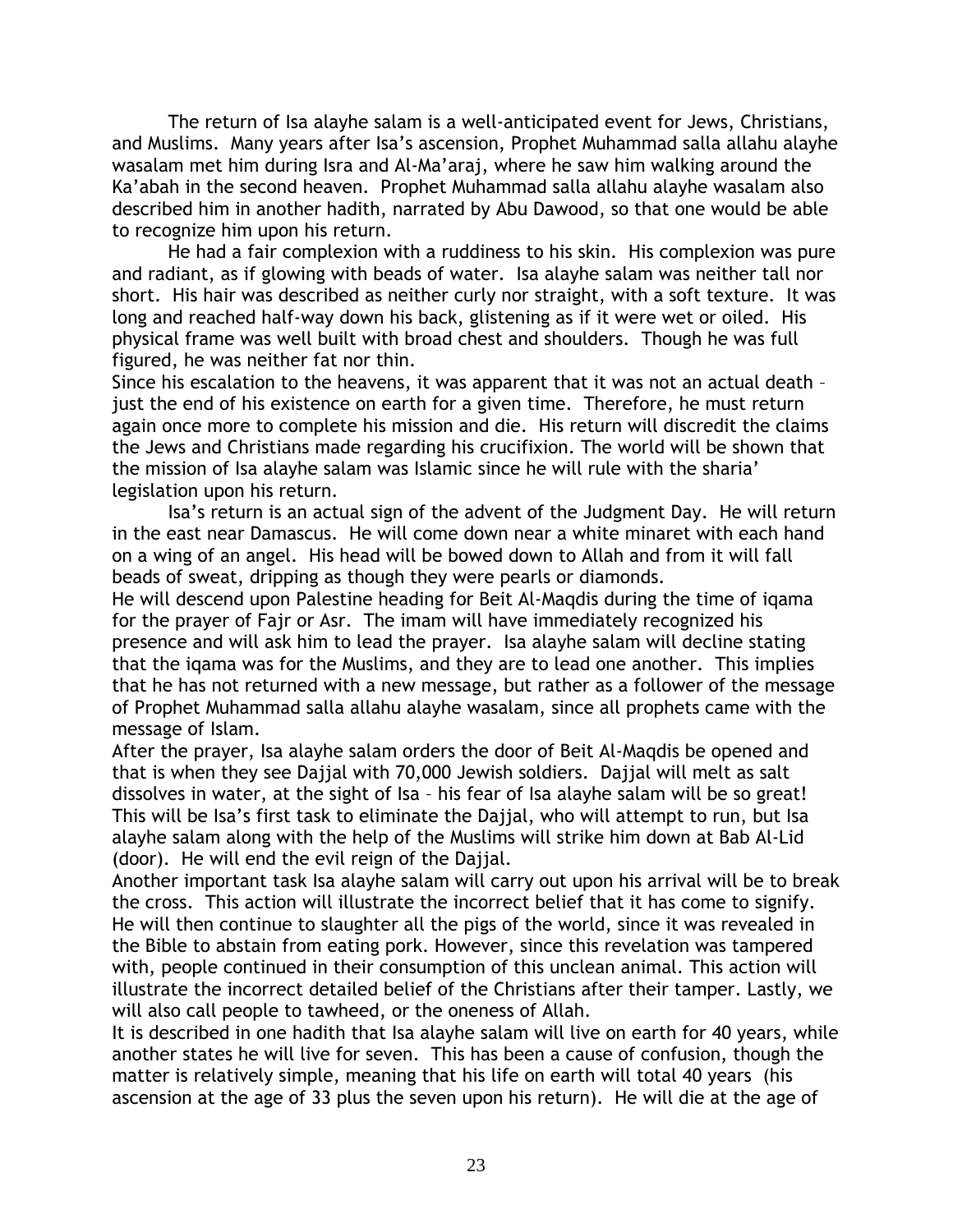The return of Isa alayhe salam is a well-anticipated event for Jews, Christians, and Muslims. Many years after Isa's ascension, Prophet Muhammad salla allahu alayhe wasalam met him during Isra and Al-Ma'araj, where he saw him walking around the Ka'abah in the second heaven. Prophet Muhammad salla allahu alayhe wasalam also described him in another hadith, narrated by Abu Dawood, so that one would be able to recognize him upon his return.

He had a fair complexion with a ruddiness to his skin. His complexion was pure and radiant, as if glowing with beads of water. Isa alayhe salam was neither tall nor short. His hair was described as neither curly nor straight, with a soft texture. It was long and reached half-way down his back, glistening as if it were wet or oiled. His physical frame was well built with broad chest and shoulders. Though he was full figured, he was neither fat nor thin.

Since his escalation to the heavens, it was apparent that it was not an actual death – just the end of his existence on earth for a given time. Therefore, he must return again once more to complete his mission and die. His return will discredit the claims the Jews and Christians made regarding his crucifixion. The world will be shown that the mission of Isa alayhe salam was Islamic since he will rule with the sharia' legislation upon his return.

Isa's return is an actual sign of the advent of the Judgment Day. He will return in the east near Damascus. He will come down near a white minaret with each hand on a wing of an angel. His head will be bowed down to Allah and from it will fall beads of sweat, dripping as though they were pearls or diamonds.

He will descend upon Palestine heading for Beit Al-Maqdis during the time of iqama for the prayer of Fajr or Asr. The imam will have immediately recognized his presence and will ask him to lead the prayer. Isa alayhe salam will decline stating that the iqama was for the Muslims, and they are to lead one another. This implies that he has not returned with a new message, but rather as a follower of the message of Prophet Muhammad salla allahu alayhe wasalam, since all prophets came with the message of Islam.

After the prayer, Isa alayhe salam orders the door of Beit Al-Maqdis be opened and that is when they see Dajjal with 70,000 Jewish soldiers. Dajjal will melt as salt dissolves in water, at the sight of Isa – his fear of Isa alayhe salam will be so great! This will be Isa's first task to eliminate the Dajjal, who will attempt to run, but Isa alayhe salam along with the help of the Muslims will strike him down at Bab Al-Lid (door). He will end the evil reign of the Dajjal.

Another important task Isa alayhe salam will carry out upon his arrival will be to break the cross. This action will illustrate the incorrect belief that it has come to signify. He will then continue to slaughter all the pigs of the world, since it was revealed in the Bible to abstain from eating pork. However, since this revelation was tampered with, people continued in their consumption of this unclean animal. This action will illustrate the incorrect detailed belief of the Christians after their tamper. Lastly, we will also call people to tawheed, or the oneness of Allah.

It is described in one hadith that Isa alayhe salam will live on earth for 40 years, while another states he will live for seven. This has been a cause of confusion, though the matter is relatively simple, meaning that his life on earth will total 40 years (his ascension at the age of 33 plus the seven upon his return). He will die at the age of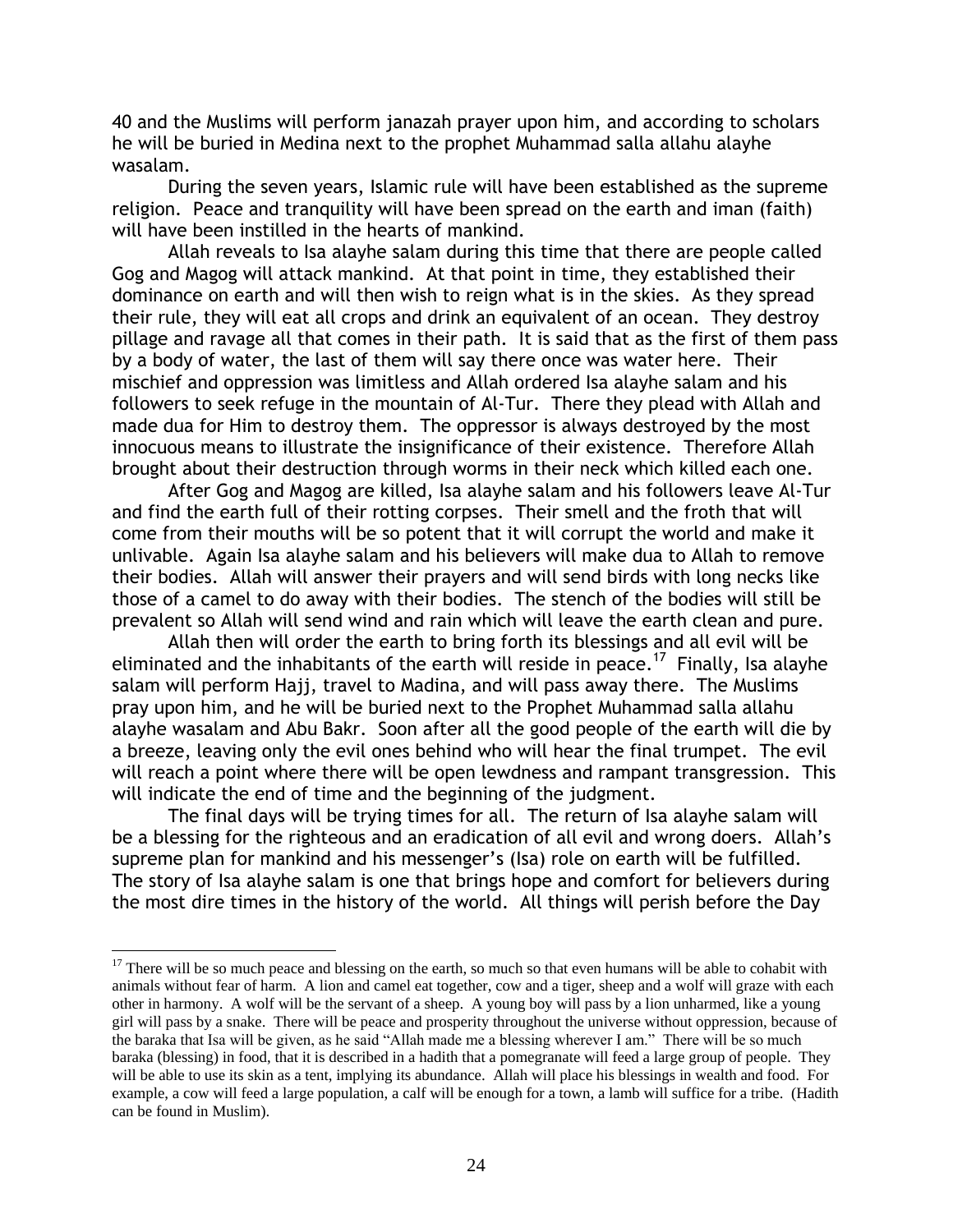40 and the Muslims will perform janazah prayer upon him, and according to scholars he will be buried in Medina next to the prophet Muhammad salla allahu alayhe wasalam.

During the seven years, Islamic rule will have been established as the supreme religion. Peace and tranquility will have been spread on the earth and iman (faith) will have been instilled in the hearts of mankind.

Allah reveals to Isa alayhe salam during this time that there are people called Gog and Magog will attack mankind. At that point in time, they established their dominance on earth and will then wish to reign what is in the skies. As they spread their rule, they will eat all crops and drink an equivalent of an ocean. They destroy pillage and ravage all that comes in their path. It is said that as the first of them pass by a body of water, the last of them will say there once was water here. Their mischief and oppression was limitless and Allah ordered Isa alayhe salam and his followers to seek refuge in the mountain of Al-Tur. There they plead with Allah and made dua for Him to destroy them. The oppressor is always destroyed by the most innocuous means to illustrate the insignificance of their existence. Therefore Allah brought about their destruction through worms in their neck which killed each one.

After Gog and Magog are killed, Isa alayhe salam and his followers leave Al-Tur and find the earth full of their rotting corpses. Their smell and the froth that will come from their mouths will be so potent that it will corrupt the world and make it unlivable. Again Isa alayhe salam and his believers will make dua to Allah to remove their bodies. Allah will answer their prayers and will send birds with long necks like those of a camel to do away with their bodies. The stench of the bodies will still be prevalent so Allah will send wind and rain which will leave the earth clean and pure.

Allah then will order the earth to bring forth its blessings and all evil will be eliminated and the inhabitants of the earth will reside in peace.[17] Finally, Isa alayhe salam will perform Hajj, travel to Madina, and will pass away there. The Muslims pray upon him, and he will be buried next to the Prophet Muhammad salla allahu alayhe wasalam and Abu Bakr. Soon after all the good people of the earth will die by a breeze, leaving only the evil ones behind who will hear the final trumpet. The evil will reach a point where there will be open lewdness and rampant transgression. This will indicate the end of time and the beginning of the judgment.

The final days will be trying times for all. The return of Isa alayhe salam will be a blessing for the righteous and an eradication of all evil and wrong doers. Allah's supreme plan for mankind and his messenger's (Isa) role on earth will be fulfilled. The story of Isa alayhe salam is one that brings hope and comfort for believers during the most dire times in the history of the world. All things will perish before the Day

---

[17] There will be so much peace and blessing on the earth, so much so that even humans will be able to cohabit with animals without fear of harm. A lion and camel eat together, cow and a tiger, sheep and a wolf will graze with each other in harmony. A wolf will be the servant of a sheep. A young boy will pass by a lion unharmed, like a young girl will pass by a snake. There will be peace and prosperity throughout the universe without oppression, because of the baraka that Isa will be given, as he said "Allah made me a blessing wherever I am." There will be so much baraka (blessing) in food, that it is described in a hadith that a pomegranate will feed a large group of people. They will be able to use its skin as a tent, implying its abundance. Allah will place his blessings in wealth and food. For example, a cow will feed a large population, a calf will be enough for a town, a lamb will suffice for a tribe. (Hadith can be found in Muslim).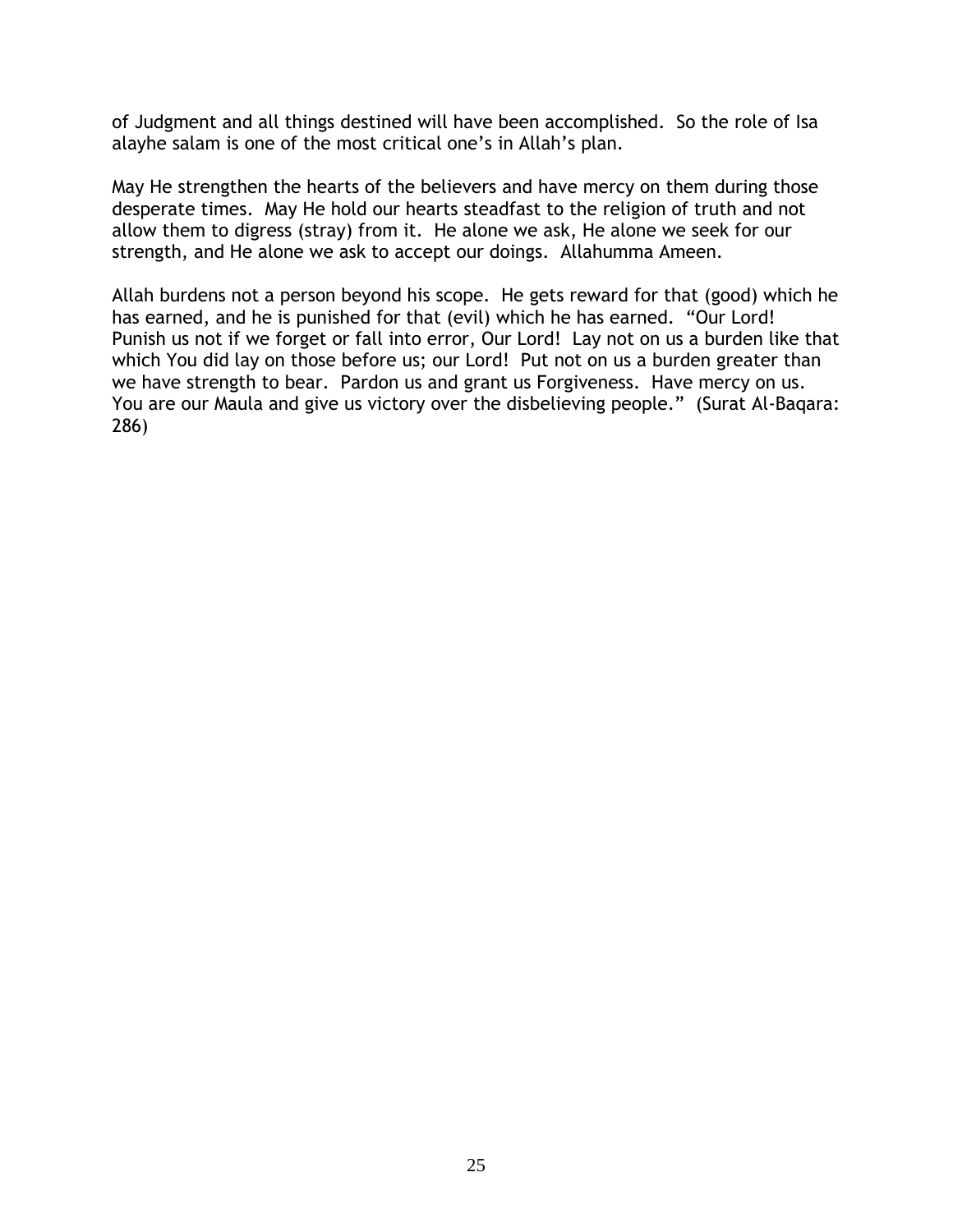of Judgment and all things destined will have been accomplished. So the role of Isa alayhe salam is one of the most critical one's in Allah's plan.

May He strengthen the hearts of the believers and have mercy on them during those desperate times. May He hold our hearts steadfast to the religion of truth and not allow them to digress (stray) from it. He alone we ask, He alone we seek for our strength, and He alone we ask to accept our doings. Allahumma Ameen.

Allah burdens not a person beyond his scope. He gets reward for that (good) which he has earned, and he is punished for that (evil) which he has earned. "Our Lord! Punish us not if we forget or fall into error, Our Lord! Lay not on us a burden like that which You did lay on those before us; our Lord! Put not on us a burden greater than we have strength to bear. Pardon us and grant us Forgiveness. Have mercy on us. You are our Maula and give us victory over the disbelieving people." (Surat Al-Baqara: 286)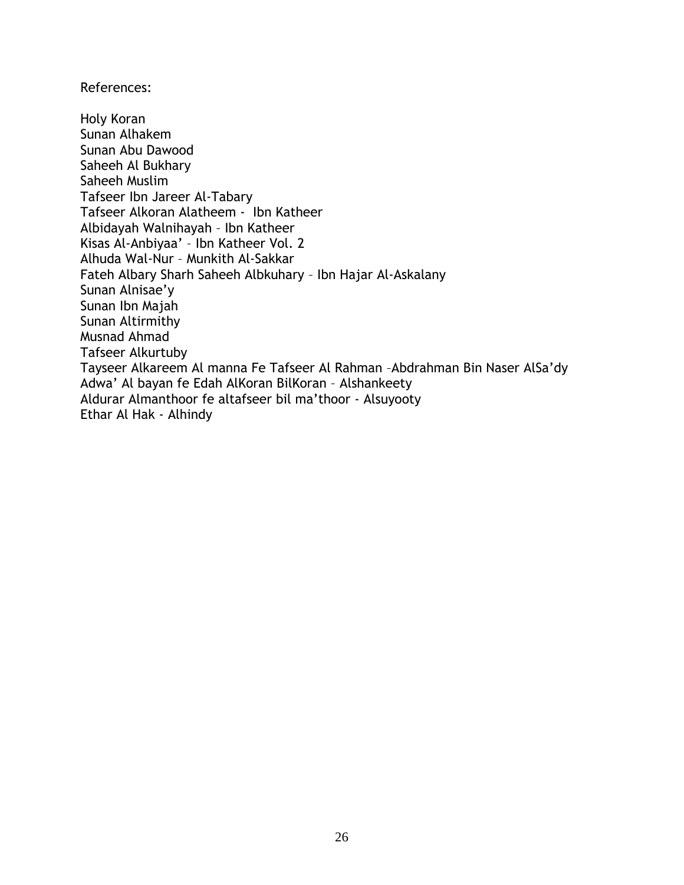References:

Holy Koran  
Sunan Alhakem  
Sunan Abu Dawood  
Saheeh Al Bukhary  
Saheeh Muslim  
Tafseer Ibn Jareer Al-Tabary  
Tafseer Alkoran Alatheem - Ibn Katheer  
Albidayah Walnihayah – Ibn Katheer  
Kisas Al-Anbiyaa' – Ibn Katheer Vol. 2  
Alhuda Wal-Nur – Munkith Al-Sakkar  
Fateh Albary Sharh Saheeh Albkuhary – Ibn Hajar Al-Askalany  
Sunan Alnisae'y  
Sunan Ibn Majah  
Sunan Altirmithy  
Musnad Ahmad  
Tafseer Alkurtuby  
Tayseer Alkareem Al manna Fe Tafseer Al Rahman –Abdrahman Bin Naser AlSa'dy  
Adwa' Al bayan fe Edah AlKoran BilKoran – Alshankeety  
Aldurar Almanthoor fe altafseer bil ma'thoor - Alsuyooty  
Ethar Al Hak - Alhindy